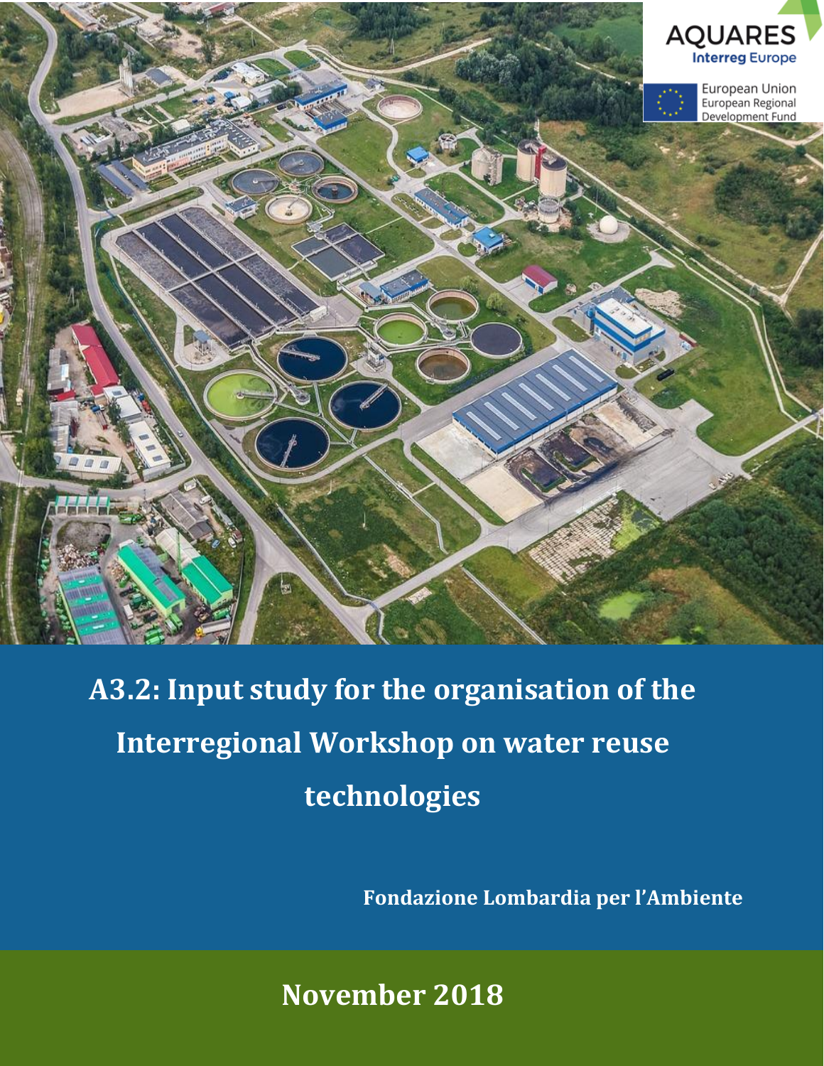AQUARES

Interreg Europe

European Union
European Regional Development Fund

# A3.2: Input study for the organisation of the Interregional Workshop on water reuse technologies

**Fondazione Lombardia per l'Ambiente**

**November 2018**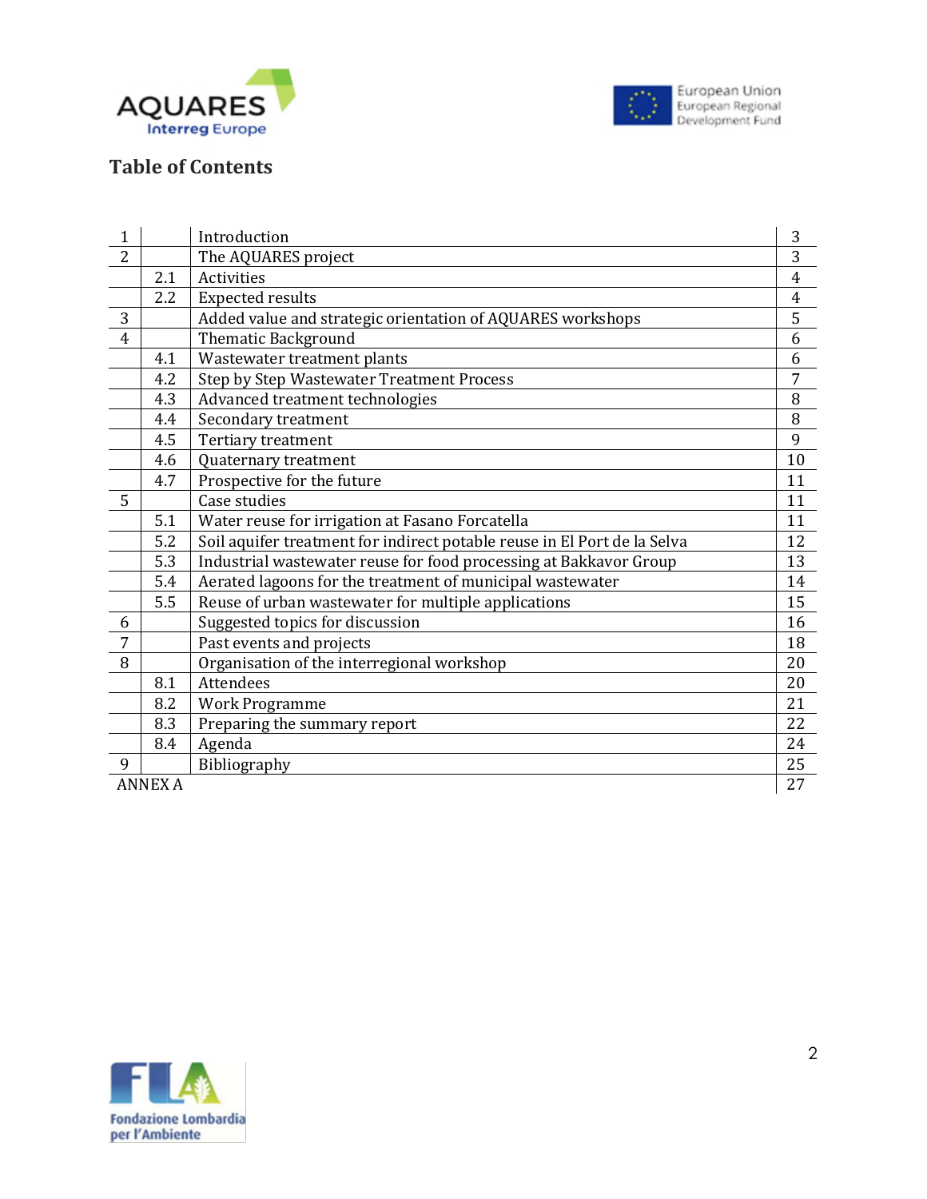## Table of Contents

| | | | |
|---|---|---|---|
| 1 | | Introduction | 3 |
| 2 | | The AQUARES project | 3 |
| | 2.1 | Activities | 4 |
| | 2.2 | Expected results | 4 |
| 3 | | Added value and strategic orientation of AQUARES workshops | 5 |
| 4 | | Thematic Background | 6 |
| | 4.1 | Wastewater treatment plants | 6 |
| | 4.2 | Step by Step Wastewater Treatment Process | 7 |
| | 4.3 | Advanced treatment technologies | 8 |
| | 4.4 | Secondary treatment | 8 |
| | 4.5 | Tertiary treatment | 9 |
| | 4.6 | Quaternary treatment | 10 |
| | 4.7 | Prospective for the future | 11 |
| 5 | | Case studies | 11 |
| | 5.1 | Water reuse for irrigation at Fasano Forcatella | 11 |
| | 5.2 | Soil aquifer treatment for indirect potable reuse in El Port de la Selva | 12 |
| | 5.3 | Industrial wastewater reuse for food processing at Bakkavor Group | 13 |
| | 5.4 | Aerated lagoons for the treatment of municipal wastewater | 14 |
| | 5.5 | Reuse of urban wastewater for multiple applications | 15 |
| 6 | | Suggested topics for discussion | 16 |
| 7 | | Past events and projects | 18 |
| 8 | | Organisation of the interregional workshop | 20 |
| | 8.1 | Attendees | 20 |
| | 8.2 | Work Programme | 21 |
| | 8.3 | Preparing the summary report | 22 |
| | 8.4 | Agenda | 24 |
| 9 | | Bibliography | 25 |
| ANNEX A | | | 27 |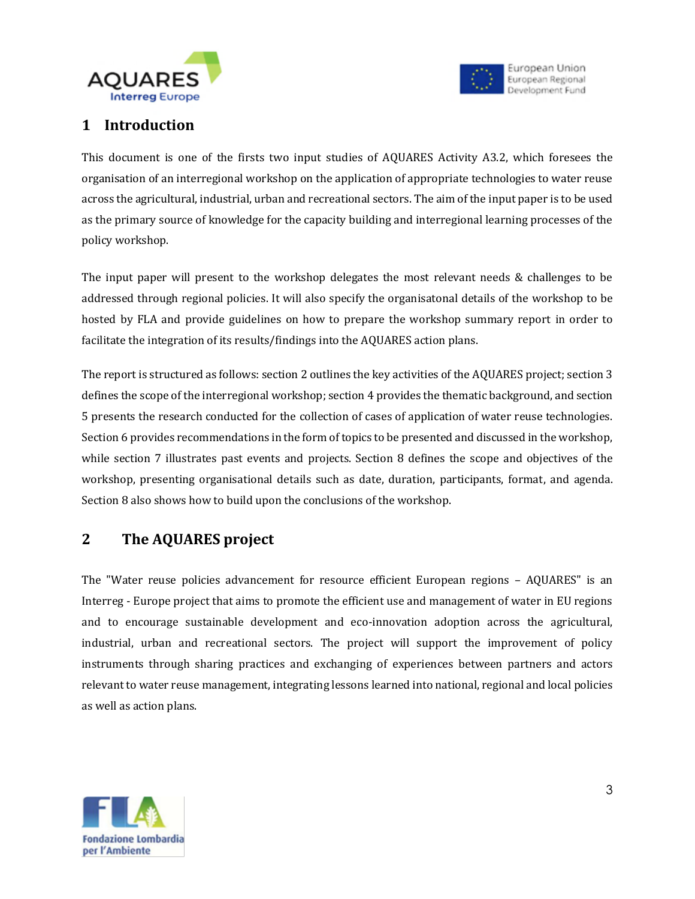# 1 Introduction

This document is one of the firsts two input studies of AQUARES Activity A3.2, which foresees the organisation of an interregional workshop on the application of appropriate technologies to water reuse across the agricultural, industrial, urban and recreational sectors. The aim of the input paper is to be used as the primary source of knowledge for the capacity building and interregional learning processes of the policy workshop.

The input paper will present to the workshop delegates the most relevant needs & challenges to be addressed through regional policies. It will also specify the organisatonal details of the workshop to be hosted by FLA and provide guidelines on how to prepare the workshop summary report in order to facilitate the integration of its results/findings into the AQUARES action plans.

The report is structured as follows: section 2 outlines the key activities of the AQUARES project; section 3 defines the scope of the interregional workshop; section 4 provides the thematic background, and section 5 presents the research conducted for the collection of cases of application of water reuse technologies. Section 6 provides recommendations in the form of topics to be presented and discussed in the workshop, while section 7 illustrates past events and projects. Section 8 defines the scope and objectives of the workshop, presenting organisational details such as date, duration, participants, format, and agenda. Section 8 also shows how to build upon the conclusions of the workshop.

# 2 The AQUARES project

The "Water reuse policies advancement for resource efficient European regions – AQUARES" is an Interreg - Europe project that aims to promote the efficient use and management of water in EU regions and to encourage sustainable development and eco-innovation adoption across the agricultural, industrial, urban and recreational sectors. The project will support the improvement of policy instruments through sharing practices and exchanging of experiences between partners and actors relevant to water reuse management, integrating lessons learned into national, regional and local policies as well as action plans.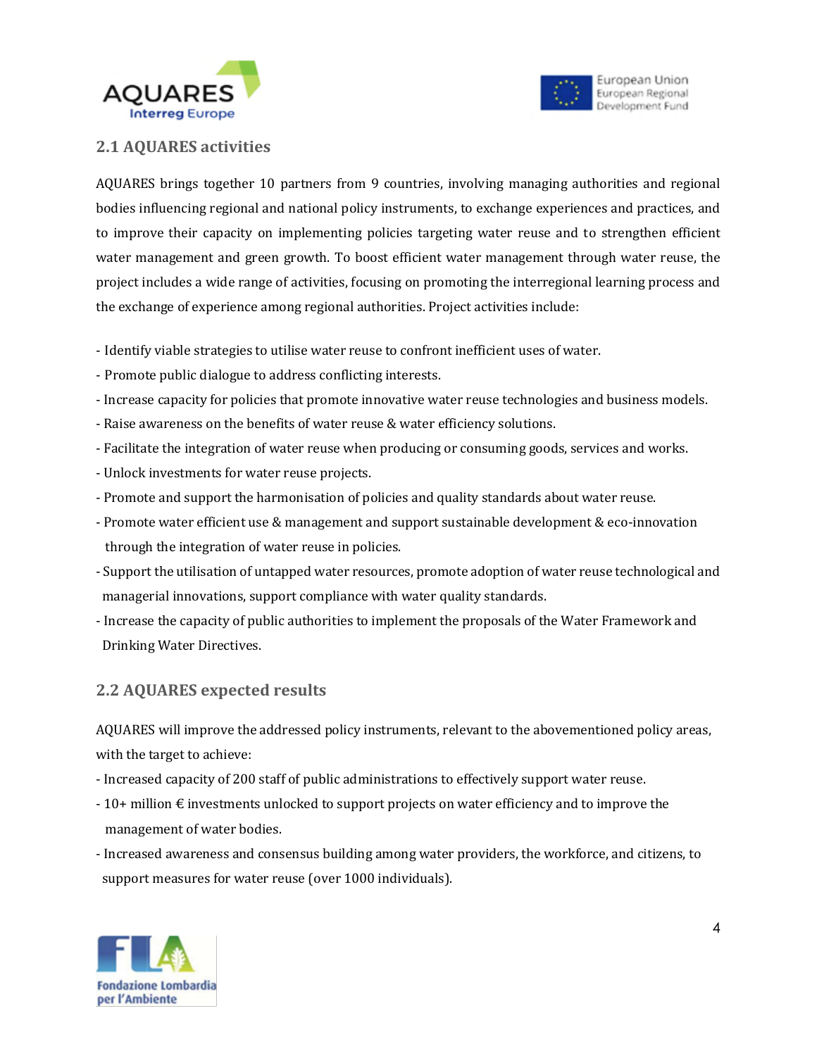## 2.1 AQUARES activities

AQUARES brings together 10 partners from 9 countries, involving managing authorities and regional bodies influencing regional and national policy instruments, to exchange experiences and practices, and to improve their capacity on implementing policies targeting water reuse and to strengthen efficient water management and green growth. To boost efficient water management through water reuse, the project includes a wide range of activities, focusing on promoting the interregional learning process and the exchange of experience among regional authorities. Project activities include:

- Identify viable strategies to utilise water reuse to confront inefficient uses of water.
- Promote public dialogue to address conflicting interests.
- Increase capacity for policies that promote innovative water reuse technologies and business models.
- Raise awareness on the benefits of water reuse & water efficiency solutions.
- Facilitate the integration of water reuse when producing or consuming goods, services and works.
- Unlock investments for water reuse projects.
- Promote and support the harmonisation of policies and quality standards about water reuse.
- Promote water efficient use & management and support sustainable development & eco-innovation through the integration of water reuse in policies.
- Support the utilisation of untapped water resources, promote adoption of water reuse technological and managerial innovations, support compliance with water quality standards.
- Increase the capacity of public authorities to implement the proposals of the Water Framework and Drinking Water Directives.

## 2.2 AQUARES expected results

AQUARES will improve the addressed policy instruments, relevant to the abovementioned policy areas, with the target to achieve:

- Increased capacity of 200 staff of public administrations to effectively support water reuse.
- 10+ million € investments unlocked to support projects on water efficiency and to improve the management of water bodies.
- Increased awareness and consensus building among water providers, the workforce, and citizens, to support measures for water reuse (over 1000 individuals).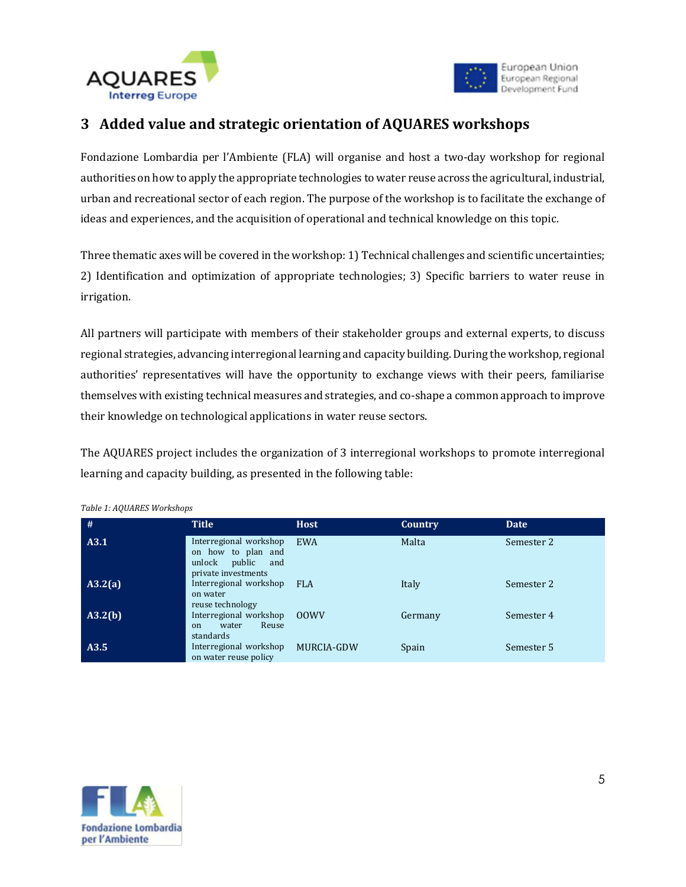## 3 Added value and strategic orientation of AQUARES workshops

Fondazione Lombardia per l'Ambiente (FLA) will organise and host a two-day workshop for regional authorities on how to apply the appropriate technologies to water reuse across the agricultural, industrial, urban and recreational sector of each region. The purpose of the workshop is to facilitate the exchange of ideas and experiences, and the acquisition of operational and technical knowledge on this topic.

Three thematic axes will be covered in the workshop: 1) Technical challenges and scientific uncertainties; 2) Identification and optimization of appropriate technologies; 3) Specific barriers to water reuse in irrigation.

All partners will participate with members of their stakeholder groups and external experts, to discuss regional strategies, advancing interregional learning and capacity building. During the workshop, regional authorities' representatives will have the opportunity to exchange views with their peers, familiarise themselves with existing technical measures and strategies, and co-shape a common approach to improve their knowledge on technological applications in water reuse sectors.

The AQUARES project includes the organization of 3 interregional workshops to promote interregional learning and capacity building, as presented in the following table:

*Table 1: AQUARES Workshops*

| # | Title | Host | Country | Date |
|---|---|---|---|---|
| **A3.1** | Interregional workshop on how to plan and unlock public and private investments | EWA | Malta | Semester 2 |
| **A3.2(a)** | Interregional workshop on water reuse technology | FLA | Italy | Semester 2 |
| **A3.2(b)** | Interregional workshop on water Reuse standards | OOWV | Germany | Semester 4 |
| **A3.5** | Interregional workshop on water reuse policy | MURCIA-GDW | Spain | Semester 5 |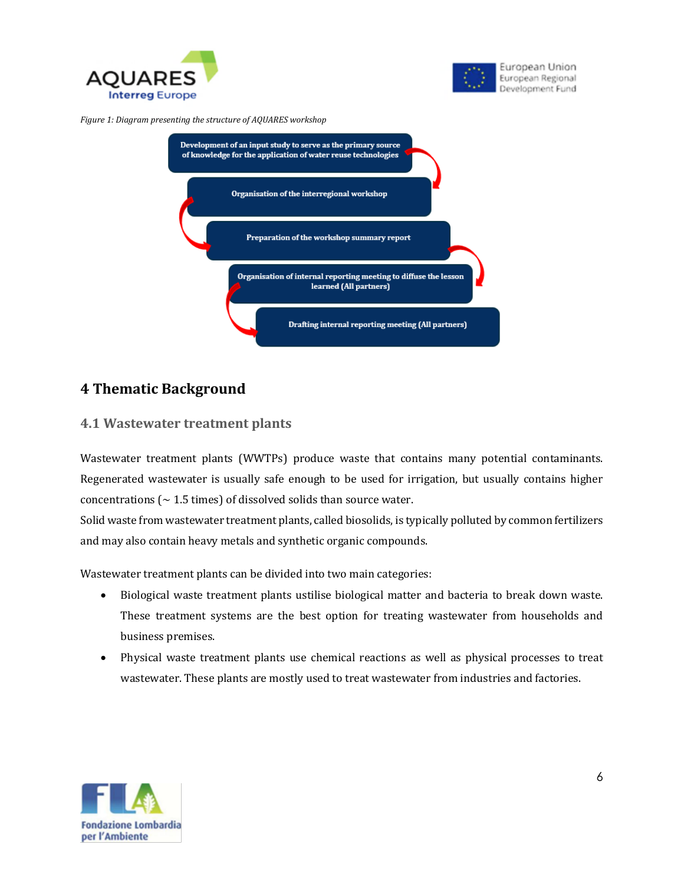*Figure 1: Diagram presenting the structure of AQUARES workshop*

1. Development of an input study to serve as the primary source of knowledge for the application of water reuse technologies
2. Organisation of the interregional workshop
3. Preparation of the workshop summary report
4. Organisation of internal reporting meeting to diffuse the lesson learned (All partners)
5. Drafting internal reporting meeting (All partners)

# 4 Thematic Background

## 4.1 Wastewater treatment plants

Wastewater treatment plants (WWTPs) produce waste that contains many potential contaminants. Regenerated wastewater is usually safe enough to be used for irrigation, but usually contains higher concentrations (~ 1.5 times) of dissolved solids than source water.

Solid waste from wastewater treatment plants, called biosolids, is typically polluted by common fertilizers and may also contain heavy metals and synthetic organic compounds.

Wastewater treatment plants can be divided into two main categories:

- Biological waste treatment plants ustilise biological matter and bacteria to break down waste. These treatment systems are the best option for treating wastewater from households and business premises.
- Physical waste treatment plants use chemical reactions as well as physical processes to treat wastewater. These plants are mostly used to treat wastewater from industries and factories.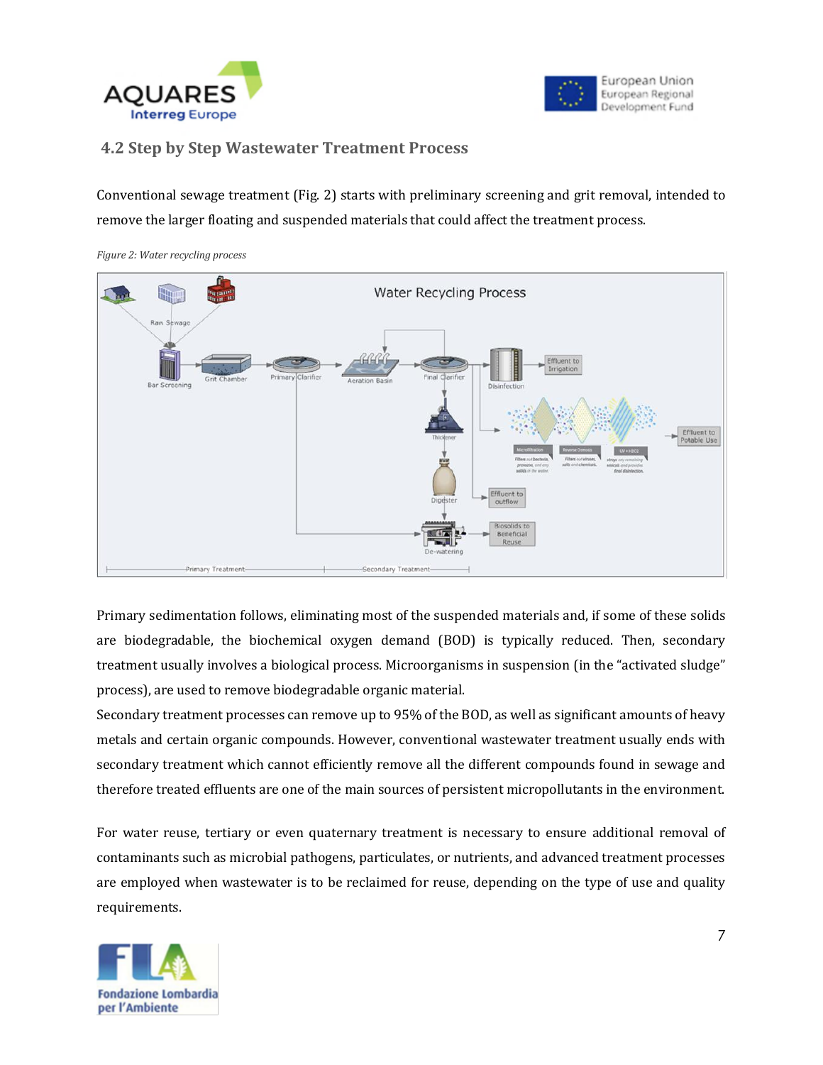## 4.2 Step by Step Wastewater Treatment Process

Conventional sewage treatment (Fig. 2) starts with preliminary screening and grit removal, intended to remove the larger floating and suspended materials that could affect the treatment process.

*Figure 2: Water recycling process*

Primary sedimentation follows, eliminating most of the suspended materials and, if some of these solids are biodegradable, the biochemical oxygen demand (BOD) is typically reduced. Then, secondary treatment usually involves a biological process. Microorganisms in suspension (in the "activated sludge" process), are used to remove biodegradable organic material.

Secondary treatment processes can remove up to 95% of the BOD, as well as significant amounts of heavy metals and certain organic compounds. However, conventional wastewater treatment usually ends with secondary treatment which cannot efficiently remove all the different compounds found in sewage and therefore treated effluents are one of the main sources of persistent micropollutants in the environment.

For water reuse, tertiary or even quaternary treatment is necessary to ensure additional removal of contaminants such as microbial pathogens, particulates, or nutrients, and advanced treatment processes are employed when wastewater is to be reclaimed for reuse, depending on the type of use and quality requirements.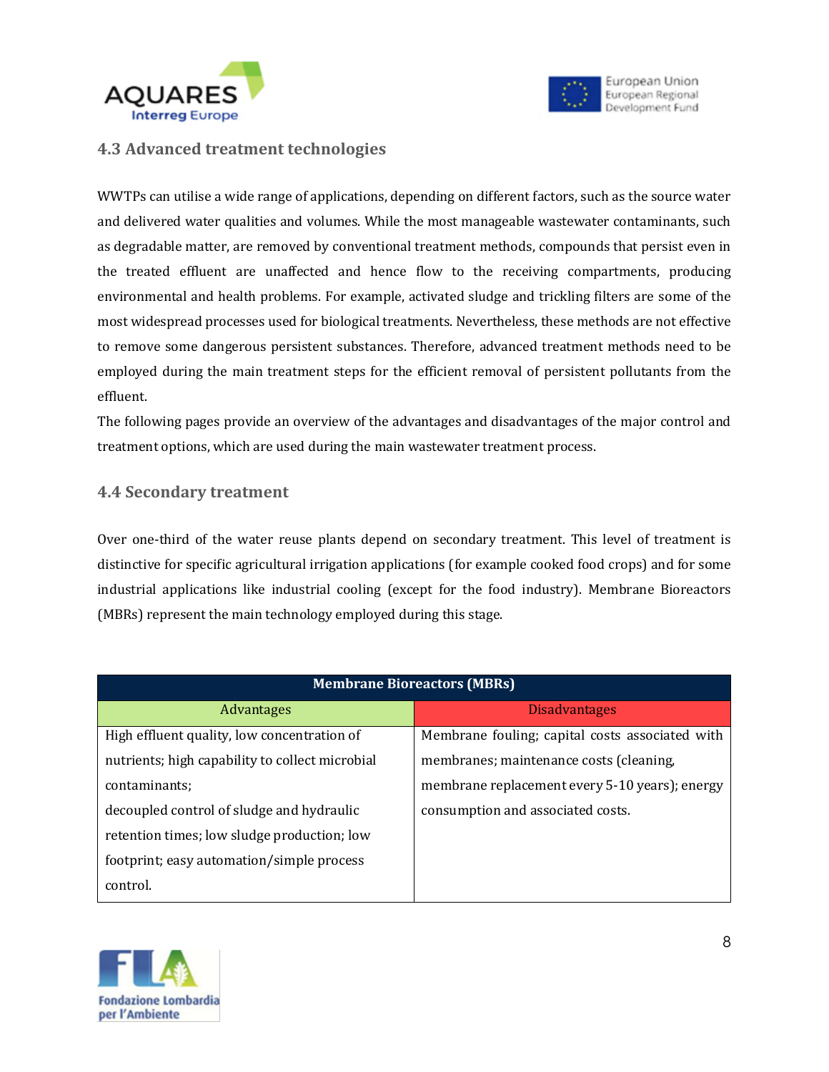### 4.3 Advanced treatment technologies

WWTPs can utilise a wide range of applications, depending on different factors, such as the source water and delivered water qualities and volumes. While the most manageable wastewater contaminants, such as degradable matter, are removed by conventional treatment methods, compounds that persist even in the treated effluent are unaffected and hence flow to the receiving compartments, producing environmental and health problems. For example, activated sludge and trickling filters are some of the most widespread processes used for biological treatments. Nevertheless, these methods are not effective to remove some dangerous persistent substances. Therefore, advanced treatment methods need to be employed during the main treatment steps for the efficient removal of persistent pollutants from the effluent.

The following pages provide an overview of the advantages and disadvantages of the major control and treatment options, which are used during the main wastewater treatment process.

### 4.4 Secondary treatment

Over one-third of the water reuse plants depend on secondary treatment. This level of treatment is distinctive for specific agricultural irrigation applications (for example cooked food crops) and for some industrial applications like industrial cooling (except for the food industry). Membrane Bioreactors (MBRs) represent the main technology employed during this stage.

| **Membrane Bioreactors (MBRs)** | |
|---|---|
| Advantages | Disadvantages |
| High effluent quality, low concentration of nutrients; high capability to collect microbial contaminants;<br>decoupled control of sludge and hydraulic retention times; low sludge production; low footprint; easy automation/simple process control. | Membrane fouling; capital costs associated with membranes; maintenance costs (cleaning, membrane replacement every 5-10 years); energy consumption and associated costs. |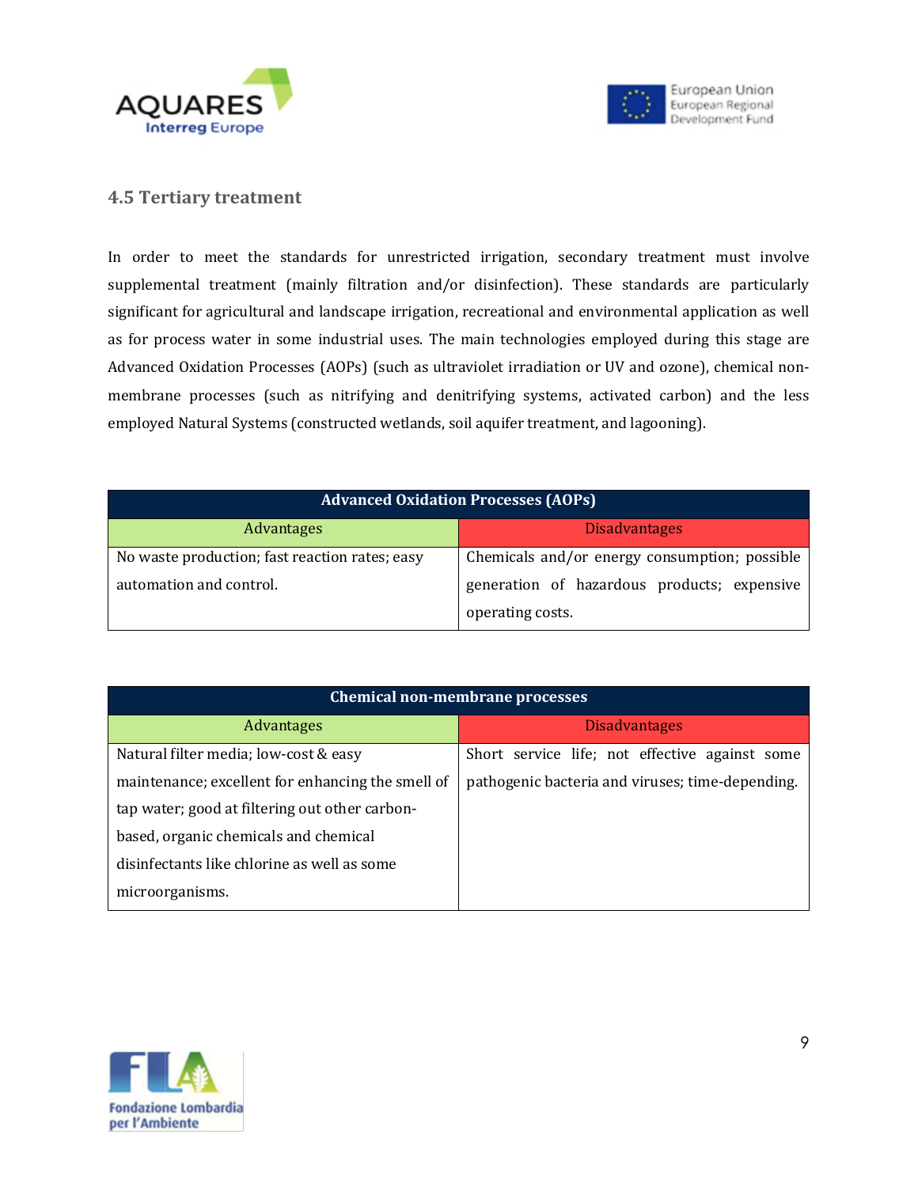### 4.5 Tertiary treatment

In order to meet the standards for unrestricted irrigation, secondary treatment must involve supplemental treatment (mainly filtration and/or disinfection). These standards are particularly significant for agricultural and landscape irrigation, recreational and environmental application as well as for process water in some industrial uses. The main technologies employed during this stage are Advanced Oxidation Processes (AOPs) (such as ultraviolet irradiation or UV and ozone), chemical non-membrane processes (such as nitrifying and denitrifying systems, activated carbon) and the less employed Natural Systems (constructed wetlands, soil aquifer treatment, and lagooning).

| **Advanced Oxidation Processes (AOPs)** | |
|---|---|
| Advantages | Disadvantages |
| No waste production; fast reaction rates; easy automation and control. | Chemicals and/or energy consumption; possible generation of hazardous products; expensive operating costs. |

| **Chemical non-membrane processes** | |
|---|---|
| Advantages | Disadvantages |
| Natural filter media; low-cost & easy maintenance; excellent for enhancing the smell of tap water; good at filtering out other carbon-based, organic chemicals and chemical disinfectants like chlorine as well as some microorganisms. | Short service life; not effective against some pathogenic bacteria and viruses; time-depending. |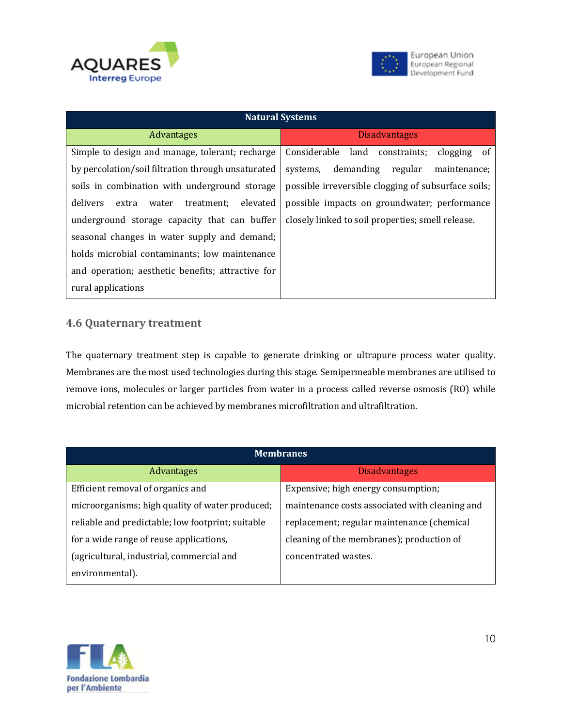| Natural Systems | |
|---|---|
| Advantages | Disadvantages |
| Simple to design and manage, tolerant; recharge by percolation/soil filtration through unsaturated soils in combination with underground storage delivers extra water treatment; elevated underground storage capacity that can buffer seasonal changes in water supply and demand; holds microbial contaminants; low maintenance and operation; aesthetic benefits; attractive for rural applications | Considerable land constraints; clogging of systems, demanding regular maintenance; possible irreversible clogging of subsurface soils; possible impacts on groundwater; performance closely linked to soil properties; smell release. |

### 4.6 Quaternary treatment

The quaternary treatment step is capable to generate drinking or ultrapure process water quality. Membranes are the most used technologies during this stage. Semipermeable membranes are utilised to remove ions, molecules or larger particles from water in a process called reverse osmosis (RO) while microbial retention can be achieved by membranes microfiltration and ultrafiltration.

| Membranes | |
|---|---|
| Advantages | Disadvantages |
| Efficient removal of organics and microorganisms; high quality of water produced; reliable and predictable; low footprint; suitable for a wide range of reuse applications, (agricultural, industrial, commercial and environmental). | Expensive; high energy consumption; maintenance costs associated with cleaning and replacement; regular maintenance (chemical cleaning of the membranes); production of concentrated wastes. |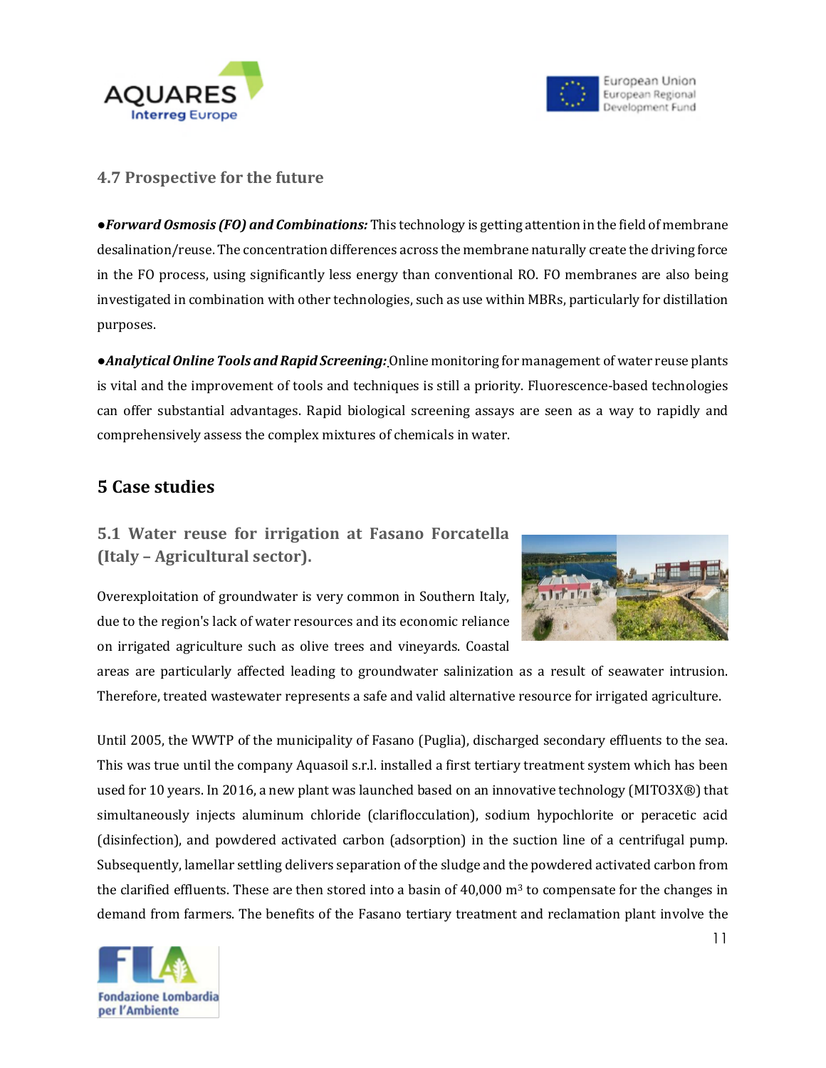### 4.7 Prospective for the future

●***Forward Osmosis (FO) and Combinations:*** This technology is getting attention in the field of membrane desalination/reuse. The concentration differences across the membrane naturally create the driving force in the FO process, using significantly less energy than conventional RO. FO membranes are also being investigated in combination with other technologies, such as use within MBRs, particularly for distillation purposes.

●***Analytical Online Tools and Rapid Screening:*** Online monitoring for management of water reuse plants is vital and the improvement of tools and techniques is still a priority. Fluorescence-based technologies can offer substantial advantages. Rapid biological screening assays are seen as a way to rapidly and comprehensively assess the complex mixtures of chemicals in water.

## 5 Case studies

### 5.1 Water reuse for irrigation at Fasano Forcatella (Italy – Agricultural sector).

Overexploitation of groundwater is very common in Southern Italy, due to the region's lack of water resources and its economic reliance on irrigated agriculture such as olive trees and vineyards. Coastal areas are particularly affected leading to groundwater salinization as a result of seawater intrusion. Therefore, treated wastewater represents a safe and valid alternative resource for irrigated agriculture.

Until 2005, the WWTP of the municipality of Fasano (Puglia), discharged secondary effluents to the sea. This was true until the company Aquasoil s.r.l. installed a first tertiary treatment system which has been used for 10 years. In 2016, a new plant was launched based on an innovative technology (MITO3X®) that simultaneously injects aluminum chloride (clariflocculation), sodium hypochlorite or peracetic acid (disinfection), and powdered activated carbon (adsorption) in the suction line of a centrifugal pump. Subsequently, lamellar settling delivers separation of the sludge and the powdered activated carbon from the clarified effluents. These are then stored into a basin of 40,000 m$^3$ to compensate for the changes in demand from farmers. The benefits of the Fasano tertiary treatment and reclamation plant involve the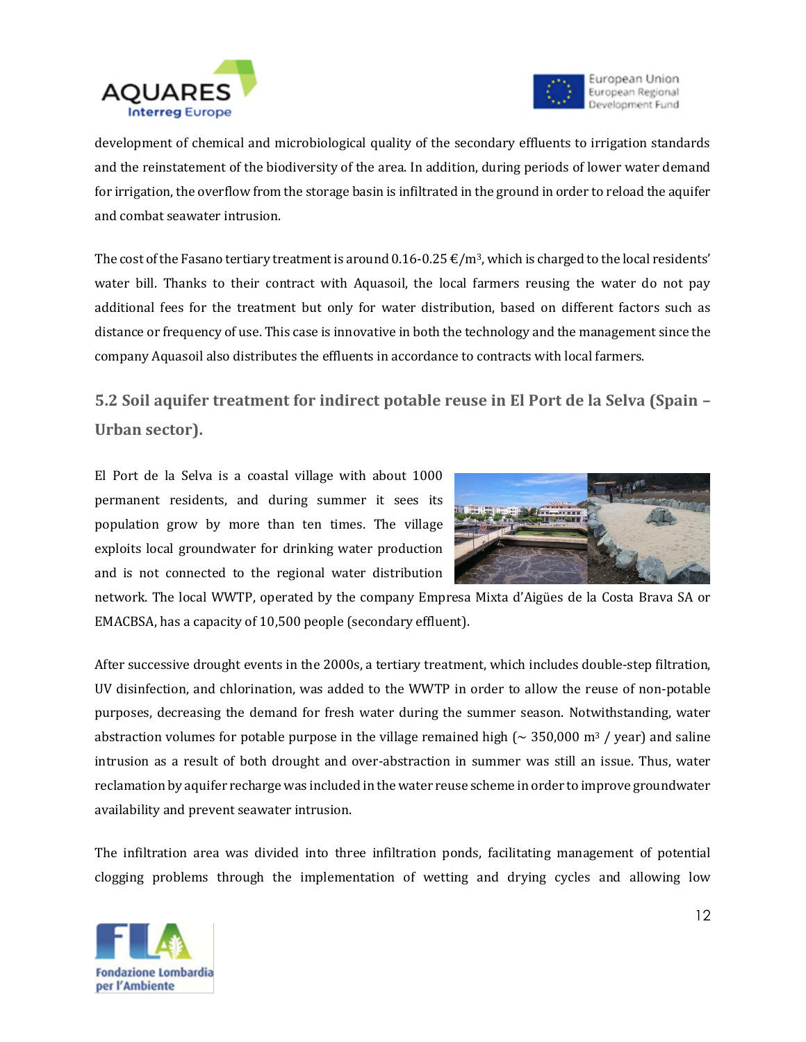development of chemical and microbiological quality of the secondary effluents to irrigation standards and the reinstatement of the biodiversity of the area. In addition, during periods of lower water demand for irrigation, the overflow from the storage basin is infiltrated in the ground in order to reload the aquifer and combat seawater intrusion.

The cost of the Fasano tertiary treatment is around 0.16-0.25 €/m$^3$, which is charged to the local residents' water bill. Thanks to their contract with Aquasoil, the local farmers reusing the water do not pay additional fees for the treatment but only for water distribution, based on different factors such as distance or frequency of use. This case is innovative in both the technology and the management since the company Aquasoil also distributes the effluents in accordance to contracts with local farmers.

## 5.2 Soil aquifer treatment for indirect potable reuse in El Port de la Selva (Spain – Urban sector).

El Port de la Selva is a coastal village with about 1000 permanent residents, and during summer it sees its population grow by more than ten times. The village exploits local groundwater for drinking water production and is not connected to the regional water distribution network. The local WWTP, operated by the company Empresa Mixta d'Aigües de la Costa Brava SA or EMACBSA, has a capacity of 10,500 people (secondary effluent).

After successive drought events in the 2000s, a tertiary treatment, which includes double-step filtration, UV disinfection, and chlorination, was added to the WWTP in order to allow the reuse of non-potable purposes, decreasing the demand for fresh water during the summer season. Notwithstanding, water abstraction volumes for potable purpose in the village remained high (~ 350,000 m$^3$ / year) and saline intrusion as a result of both drought and over-abstraction in summer was still an issue. Thus, water reclamation by aquifer recharge was included in the water reuse scheme in order to improve groundwater availability and prevent seawater intrusion.

The infiltration area was divided into three infiltration ponds, facilitating management of potential clogging problems through the implementation of wetting and drying cycles and allowing low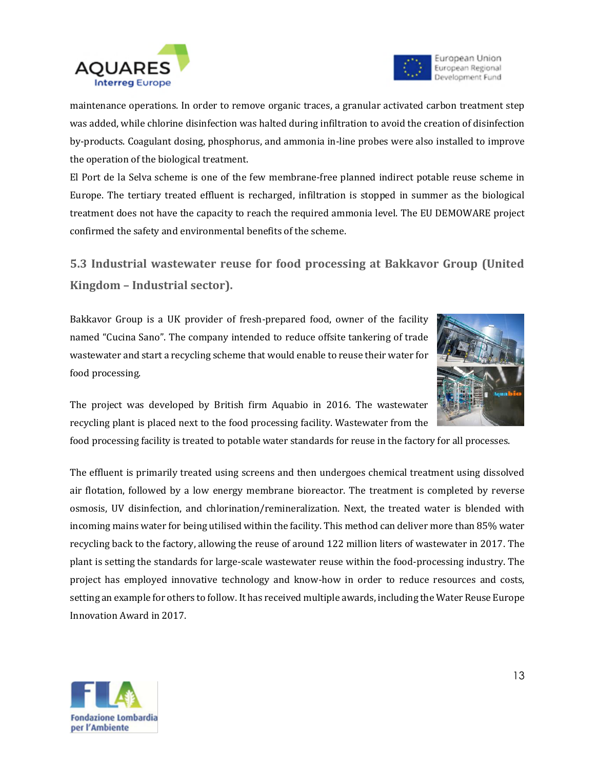maintenance operations. In order to remove organic traces, a granular activated carbon treatment step was added, while chlorine disinfection was halted during infiltration to avoid the creation of disinfection by-products. Coagulant dosing, phosphorus, and ammonia in-line probes were also installed to improve the operation of the biological treatment.

El Port de la Selva scheme is one of the few membrane-free planned indirect potable reuse scheme in Europe. The tertiary treated effluent is recharged, infiltration is stopped in summer as the biological treatment does not have the capacity to reach the required ammonia level. The EU DEMOWARE project confirmed the safety and environmental benefits of the scheme.

## 5.3 Industrial wastewater reuse for food processing at Bakkavor Group (United Kingdom – Industrial sector).

Bakkavor Group is a UK provider of fresh-prepared food, owner of the facility named "Cucina Sano". The company intended to reduce offsite tankering of trade wastewater and start a recycling scheme that would enable to reuse their water for food processing.

The project was developed by British firm Aquabio in 2016. The wastewater recycling plant is placed next to the food processing facility. Wastewater from the food processing facility is treated to potable water standards for reuse in the factory for all processes.

The effluent is primarily treated using screens and then undergoes chemical treatment using dissolved air flotation, followed by a low energy membrane bioreactor. The treatment is completed by reverse osmosis, UV disinfection, and chlorination/remineralization. Next, the treated water is blended with incoming mains water for being utilised within the facility. This method can deliver more than 85% water recycling back to the factory, allowing the reuse of around 122 million liters of wastewater in 2017. The plant is setting the standards for large-scale wastewater reuse within the food-processing industry. The project has employed innovative technology and know-how in order to reduce resources and costs, setting an example for others to follow. It has received multiple awards, including the Water Reuse Europe Innovation Award in 2017.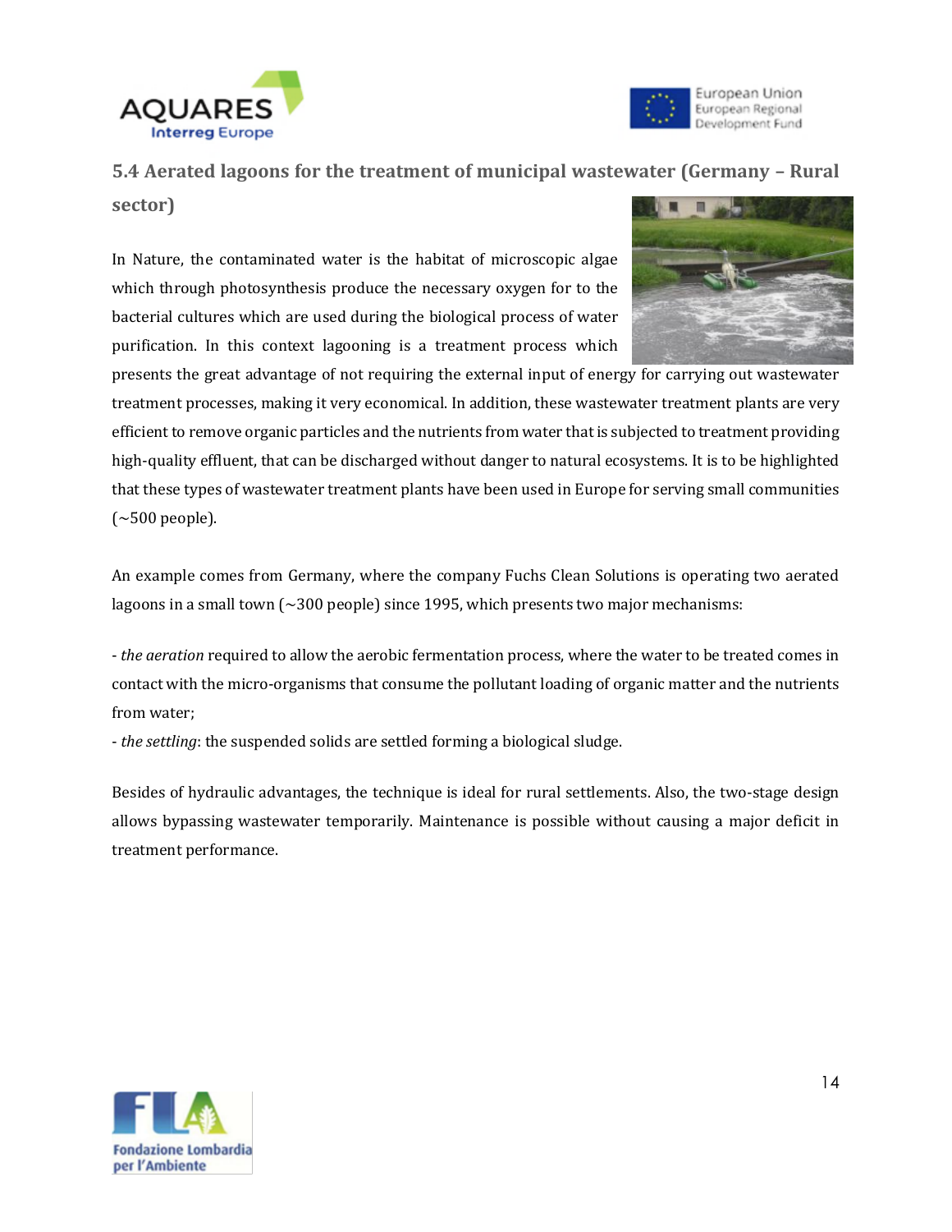## 5.4 Aerated lagoons for the treatment of municipal wastewater (Germany – Rural sector)

In Nature, the contaminated water is the habitat of microscopic algae which through photosynthesis produce the necessary oxygen for to the bacterial cultures which are used during the biological process of water purification. In this context lagooning is a treatment process which presents the great advantage of not requiring the external input of energy for carrying out wastewater treatment processes, making it very economical. In addition, these wastewater treatment plants are very efficient to remove organic particles and the nutrients from water that is subjected to treatment providing high-quality effluent, that can be discharged without danger to natural ecosystems. It is to be highlighted that these types of wastewater treatment plants have been used in Europe for serving small communities (~500 people).

An example comes from Germany, where the company Fuchs Clean Solutions is operating two aerated lagoons in a small town (~300 people) since 1995, which presents two major mechanisms:

- *the aeration* required to allow the aerobic fermentation process, where the water to be treated comes in contact with the micro-organisms that consume the pollutant loading of organic matter and the nutrients from water;
- *the settling*: the suspended solids are settled forming a biological sludge.

Besides of hydraulic advantages, the technique is ideal for rural settlements. Also, the two-stage design allows bypassing wastewater temporarily. Maintenance is possible without causing a major deficit in treatment performance.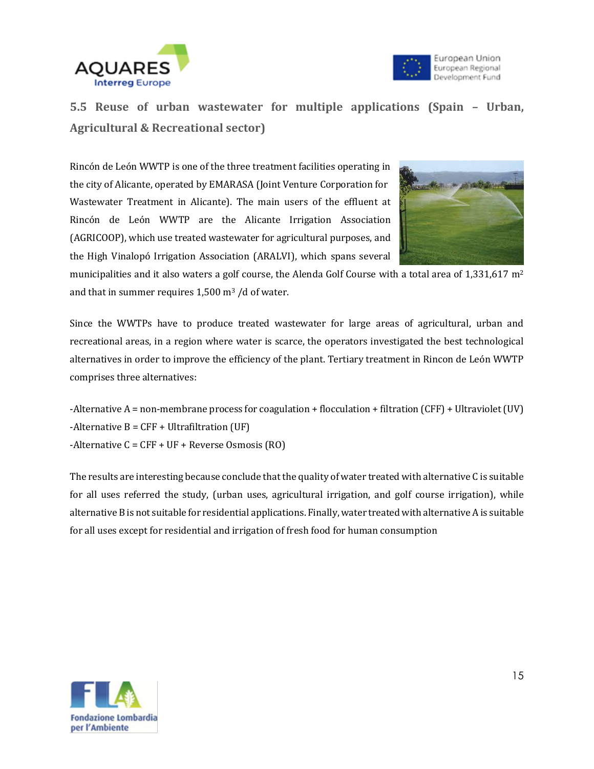## 5.5 Reuse of urban wastewater for multiple applications (Spain – Urban, Agricultural & Recreational sector)

Rincón de León WWTP is one of the three treatment facilities operating in the city of Alicante, operated by EMARASA (Joint Venture Corporation for Wastewater Treatment in Alicante). The main users of the effluent at Rincón de León WWTP are the Alicante Irrigation Association (AGRICOOP), which use treated wastewater for agricultural purposes, and the High Vinalopó Irrigation Association (ARALVI), which spans several municipalities and it also waters a golf course, the Alenda Golf Course with a total area of 1,331,617 $m^2$ and that in summer requires 1,500 $m^3$ /d of water.

Since the WWTPs have to produce treated wastewater for large areas of agricultural, urban and recreational areas, in a region where water is scarce, the operators investigated the best technological alternatives in order to improve the efficiency of the plant. Tertiary treatment in Rincon de León WWTP comprises three alternatives:

-Alternative A = non-membrane process for coagulation + flocculation + filtration (CFF) + Ultraviolet (UV)
-Alternative B = CFF + Ultrafiltration (UF)
-Alternative C = CFF + UF + Reverse Osmosis (RO)

The results are interesting because conclude that the quality of water treated with alternative C is suitable for all uses referred the study, (urban uses, agricultural irrigation, and golf course irrigation), while alternative B is not suitable for residential applications. Finally, water treated with alternative A is suitable for all uses except for residential and irrigation of fresh food for human consumption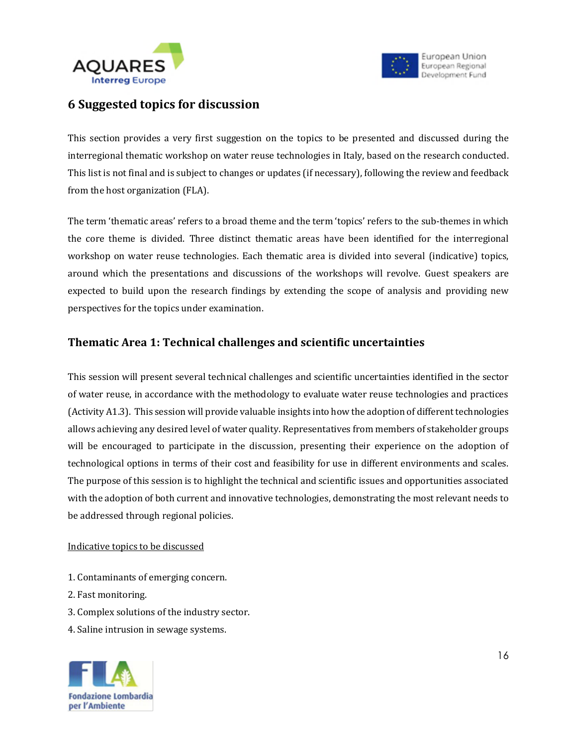# 6 Suggested topics for discussion

This section provides a very first suggestion on the topics to be presented and discussed during the interregional thematic workshop on water reuse technologies in Italy, based on the research conducted. This list is not final and is subject to changes or updates (if necessary), following the review and feedback from the host organization (FLA).

The term 'thematic areas' refers to a broad theme and the term 'topics' refers to the sub-themes in which the core theme is divided. Three distinct thematic areas have been identified for the interregional workshop on water reuse technologies. Each thematic area is divided into several (indicative) topics, around which the presentations and discussions of the workshops will revolve. Guest speakers are expected to build upon the research findings by extending the scope of analysis and providing new perspectives for the topics under examination.

## Thematic Area 1: Technical challenges and scientific uncertainties

This session will present several technical challenges and scientific uncertainties identified in the sector of water reuse, in accordance with the methodology to evaluate water reuse technologies and practices (Activity A1.3). This session will provide valuable insights into how the adoption of different technologies allows achieving any desired level of water quality. Representatives from members of stakeholder groups will be encouraged to participate in the discussion, presenting their experience on the adoption of technological options in terms of their cost and feasibility for use in different environments and scales. The purpose of this session is to highlight the technical and scientific issues and opportunities associated with the adoption of both current and innovative technologies, demonstrating the most relevant needs to be addressed through regional policies.

<u>Indicative topics to be discussed</u>

1. Contaminants of emerging concern.
2. Fast monitoring.
3. Complex solutions of the industry sector.
4. Saline intrusion in sewage systems.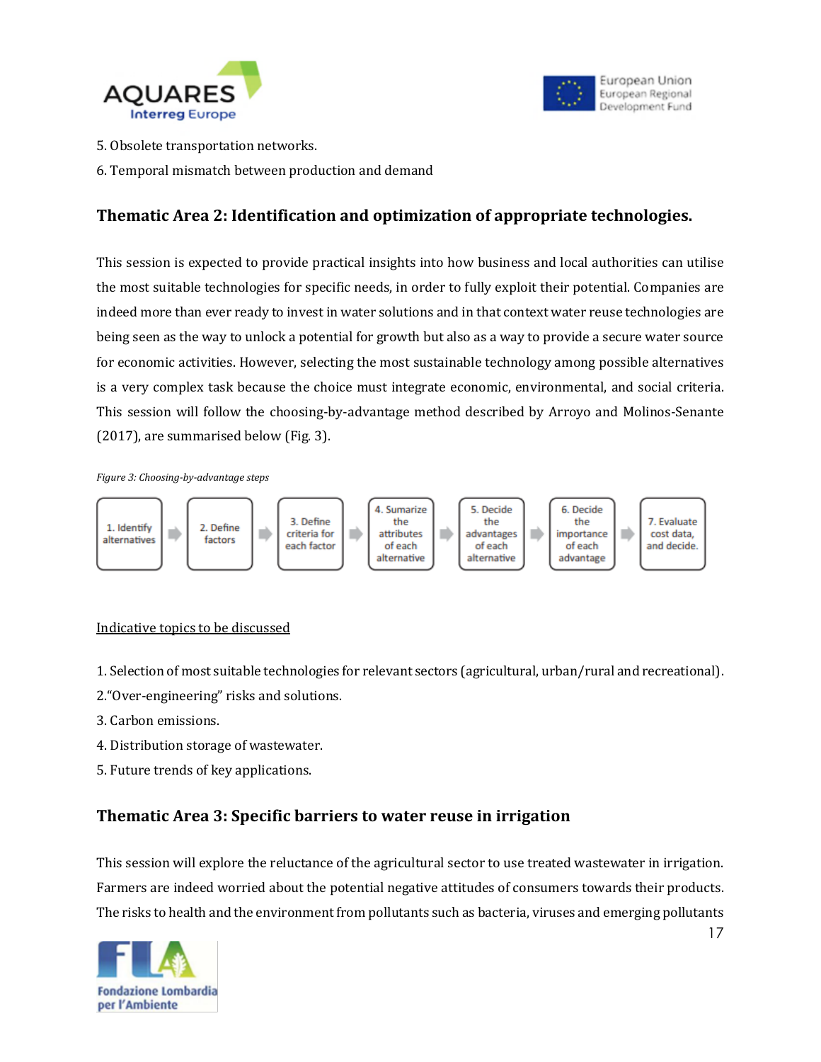5. Obsolete transportation networks.

6. Temporal mismatch between production and demand

## Thematic Area 2: Identification and optimization of appropriate technologies.

This session is expected to provide practical insights into how business and local authorities can utilise the most suitable technologies for specific needs, in order to fully exploit their potential. Companies are indeed more than ever ready to invest in water solutions and in that context water reuse technologies are being seen as the way to unlock a potential for growth but also as a way to provide a secure water source for economic activities. However, selecting the most sustainable technology among possible alternatives is a very complex task because the choice must integrate economic, environmental, and social criteria. This session will follow the choosing-by-advantage method described by Arroyo and Molinos-Senante (2017), are summarised below (Fig. 3).

*Figure 3: Choosing-by-advantage steps*

1. Identify alternatives → 2. Define factors → 3. Define criteria for each factor → 4. Sumarize the attributes of each alternative → 5. Decide the advantages of each alternative → 6. Decide the importance of each advantage → 7. Evaluate cost data, and decide.

<u>Indicative topics to be discussed</u>

1. Selection of most suitable technologies for relevant sectors (agricultural, urban/rural and recreational).
2. "Over-engineering" risks and solutions.
3. Carbon emissions.
4. Distribution storage of wastewater.
5. Future trends of key applications.

## Thematic Area 3: Specific barriers to water reuse in irrigation

This session will explore the reluctance of the agricultural sector to use treated wastewater in irrigation. Farmers are indeed worried about the potential negative attitudes of consumers towards their products. The risks to health and the environment from pollutants such as bacteria, viruses and emerging pollutants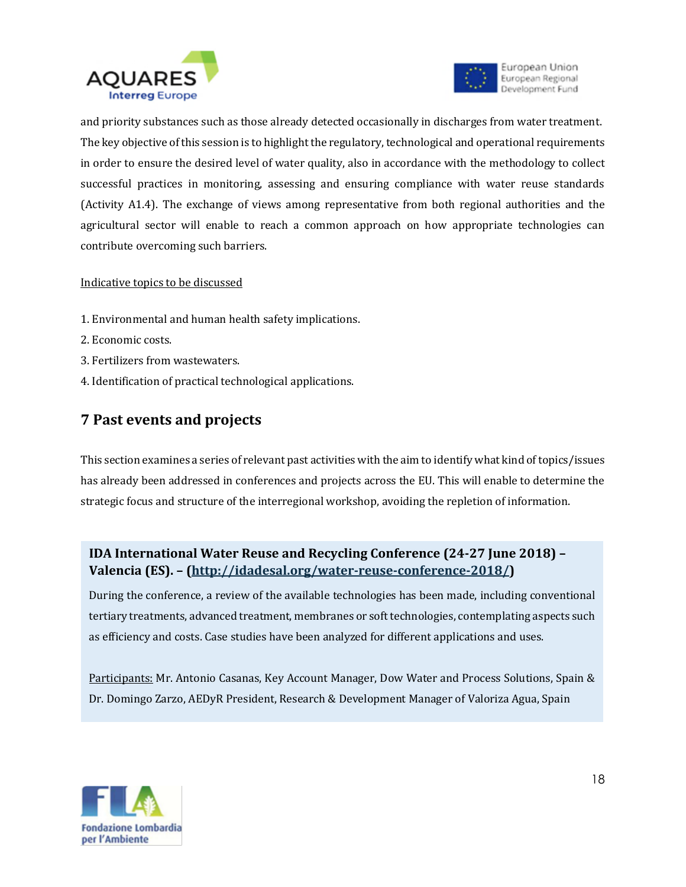and priority substances such as those already detected occasionally in discharges from water treatment. The key objective of this session is to highlight the regulatory, technological and operational requirements in order to ensure the desired level of water quality, also in accordance with the methodology to collect successful practices in monitoring, assessing and ensuring compliance with water reuse standards (Activity A1.4). The exchange of views among representative from both regional authorities and the agricultural sector will enable to reach a common approach on how appropriate technologies can contribute overcoming such barriers.

<u>Indicative topics to be discussed</u>

1. Environmental and human health safety implications.
2. Economic costs.
3. Fertilizers from wastewaters.
4. Identification of practical technological applications.

## 7 Past events and projects

This section examines a series of relevant past activities with the aim to identify what kind of topics/issues has already been addressed in conferences and projects across the EU. This will enable to determine the strategic focus and structure of the interregional workshop, avoiding the repletion of information.

**IDA International Water Reuse and Recycling Conference (24-27 June 2018) – Valencia (ES). – ([http://idadesal.org/water-reuse-conference-2018/](http://idadesal.org/water-reuse-conference-2018/))**

During the conference, a review of the available technologies has been made, including conventional tertiary treatments, advanced treatment, membranes or soft technologies, contemplating aspects such as efficiency and costs. Case studies have been analyzed for different applications and uses.

<u>Participants:</u> Mr. Antonio Casanas, Key Account Manager, Dow Water and Process Solutions, Spain & Dr. Domingo Zarzo, AEDyR President, Research & Development Manager of Valoriza Agua, Spain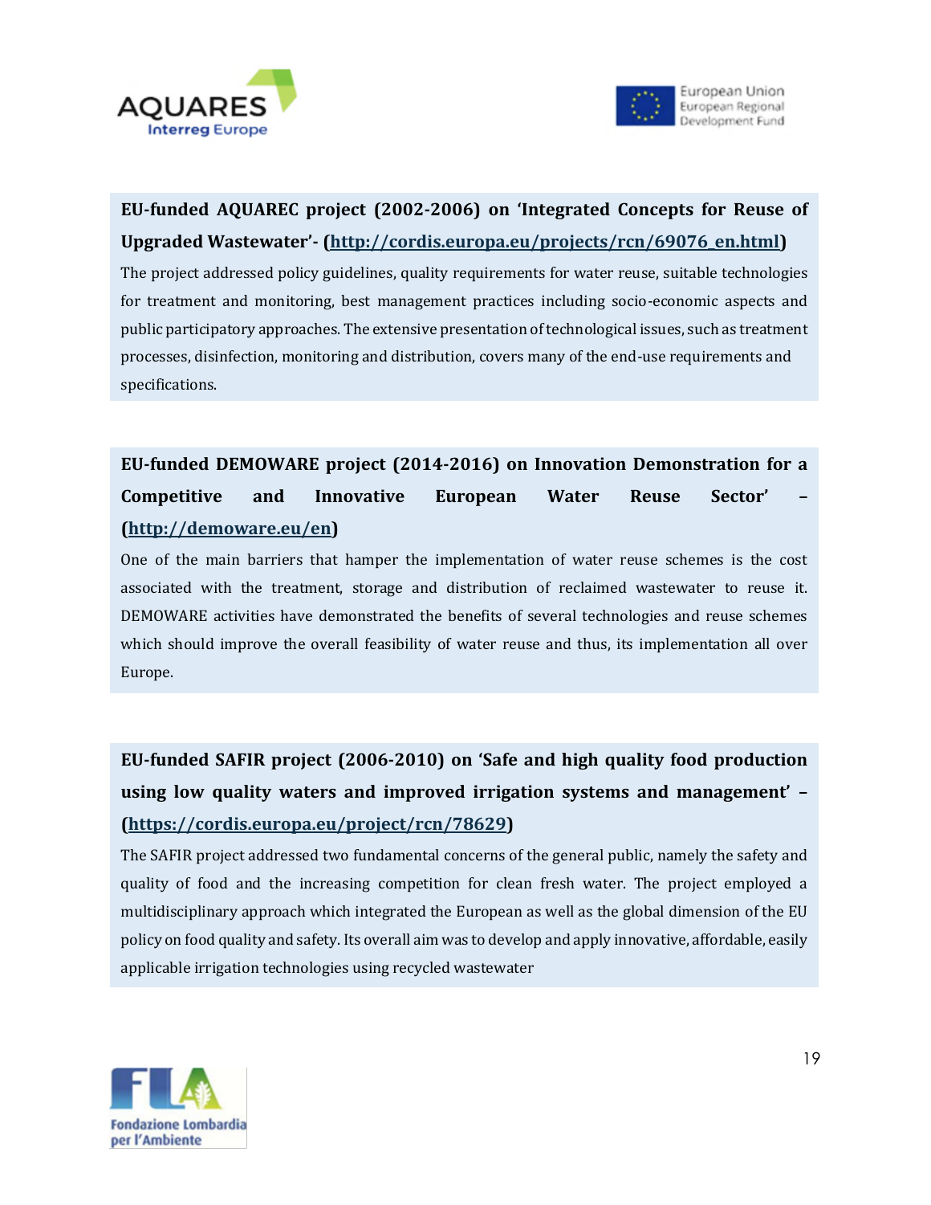**EU-funded AQUAREC project (2002-2006) on 'Integrated Concepts for Reuse of Upgraded Wastewater'- (http://cordis.europa.eu/projects/rcn/69076_en.html)**

The project addressed policy guidelines, quality requirements for water reuse, suitable technologies for treatment and monitoring, best management practices including socio-economic aspects and public participatory approaches. The extensive presentation of technological issues, such as treatment processes, disinfection, monitoring and distribution, covers many of the end-use requirements and specifications.

**EU-funded DEMOWARE project (2014-2016) on Innovation Demonstration for a Competitive and Innovative European Water Reuse Sector' – (http://demoware.eu/en)**

One of the main barriers that hamper the implementation of water reuse schemes is the cost associated with the treatment, storage and distribution of reclaimed wastewater to reuse it. DEMOWARE activities have demonstrated the benefits of several technologies and reuse schemes which should improve the overall feasibility of water reuse and thus, its implementation all over Europe.

**EU-funded SAFIR project (2006-2010) on 'Safe and high quality food production using low quality waters and improved irrigation systems and management' – (https://cordis.europa.eu/project/rcn/78629)**

The SAFIR project addressed two fundamental concerns of the general public, namely the safety and quality of food and the increasing competition for clean fresh water. The project employed a multidisciplinary approach which integrated the European as well as the global dimension of the EU policy on food quality and safety. Its overall aim was to develop and apply innovative, affordable, easily applicable irrigation technologies using recycled wastewater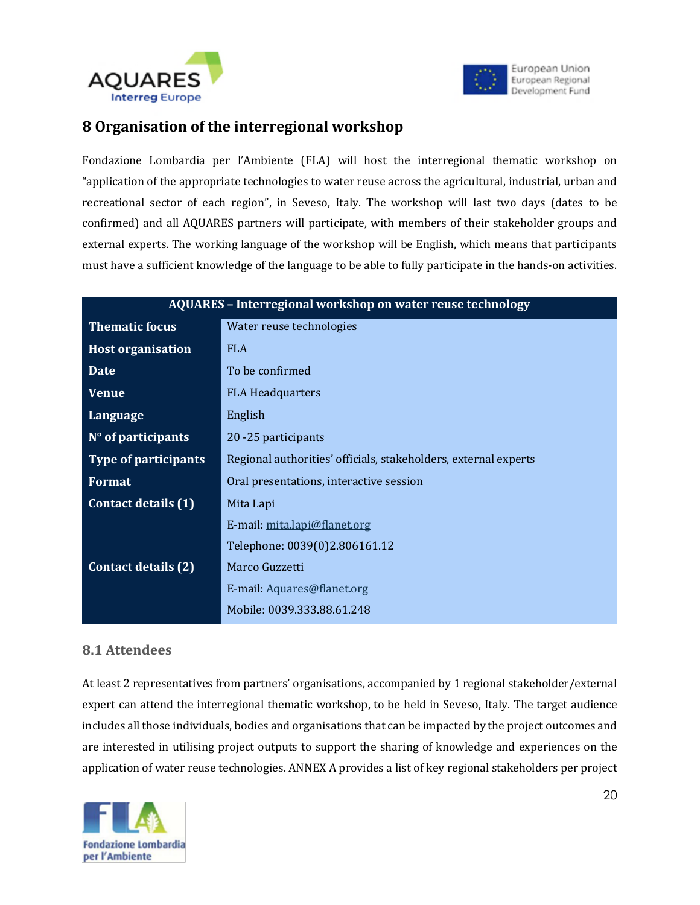## 8 Organisation of the interregional workshop

Fondazione Lombardia per l'Ambiente (FLA) will host the interregional thematic workshop on "application of the appropriate technologies to water reuse across the agricultural, industrial, urban and recreational sector of each region", in Seveso, Italy. The workshop will last two days (dates to be confirmed) and all AQUARES partners will participate, with members of their stakeholder groups and external experts. The working language of the workshop will be English, which means that participants must have a sufficient knowledge of the language to be able to fully participate in the hands-on activities.

| AQUARES – Interregional workshop on water reuse technology | |
|---|---|
| **Thematic focus** | Water reuse technologies |
| **Host organisation** | FLA |
| **Date** | To be confirmed |
| **Venue** | FLA Headquarters |
| **Language** | English |
| **N° of participants** | 20 -25 participants |
| **Type of participants** | Regional authorities' officials, stakeholders, external experts |
| **Format** | Oral presentations, interactive session |
| **Contact details (1)** | Mita Lapi |
| | E-mail: mita.lapi@flanet.org |
| | Telephone: 0039(0)2.806161.12 |
| **Contact details (2)** | Marco Guzzetti |
| | E-mail: Aquares@flanet.org |
| | Mobile: 0039.333.88.61.248 |

### 8.1 Attendees

At least 2 representatives from partners' organisations, accompanied by 1 regional stakeholder/external expert can attend the interregional thematic workshop, to be held in Seveso, Italy. The target audience includes all those individuals, bodies and organisations that can be impacted by the project outcomes and are interested in utilising project outputs to support the sharing of knowledge and experiences on the application of water reuse technologies. ANNEX A provides a list of key regional stakeholders per project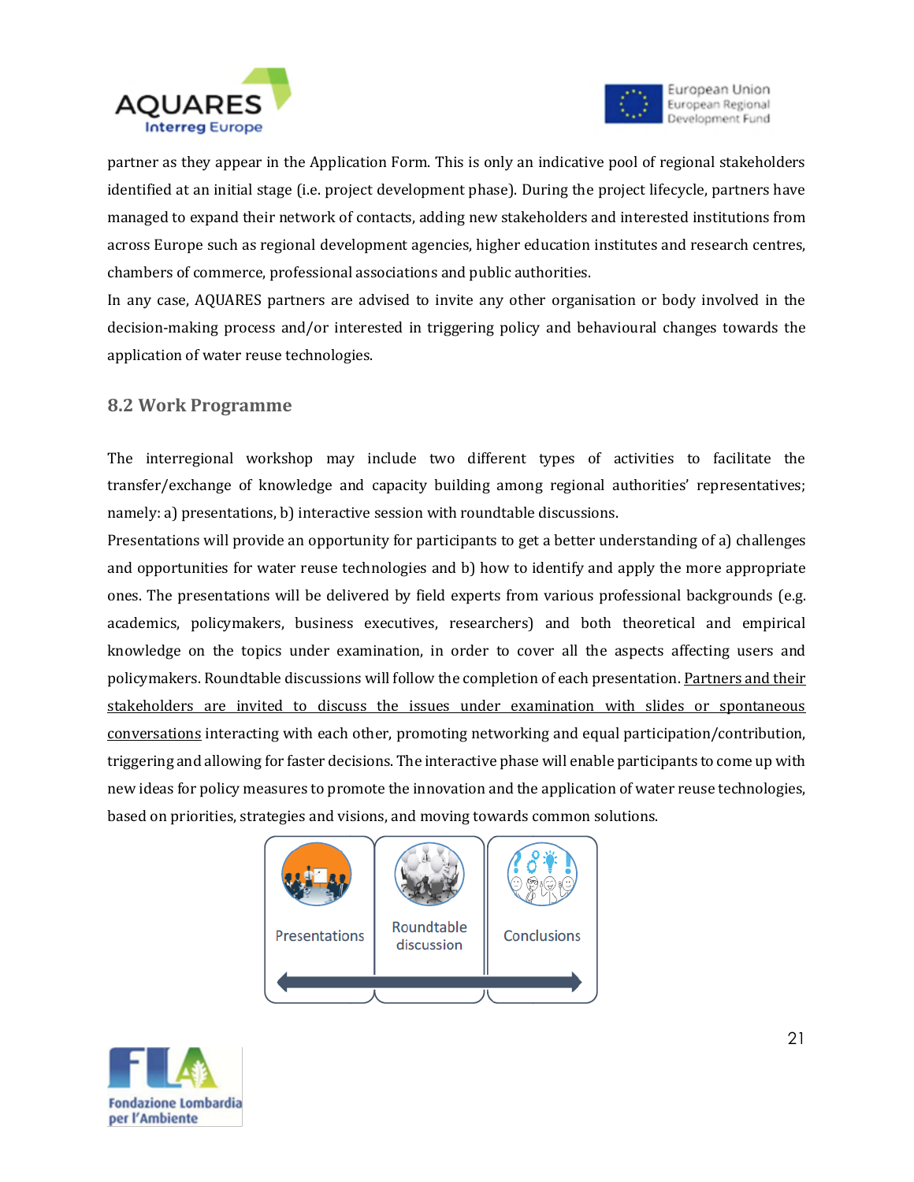partner as they appear in the Application Form. This is only an indicative pool of regional stakeholders identified at an initial stage (i.e. project development phase). During the project lifecycle, partners have managed to expand their network of contacts, adding new stakeholders and interested institutions from across Europe such as regional development agencies, higher education institutes and research centres, chambers of commerce, professional associations and public authorities.

In any case, AQUARES partners are advised to invite any other organisation or body involved in the decision-making process and/or interested in triggering policy and behavioural changes towards the application of water reuse technologies.

## 8.2 Work Programme

The interregional workshop may include two different types of activities to facilitate the transfer/exchange of knowledge and capacity building among regional authorities' representatives; namely: a) presentations, b) interactive session with roundtable discussions.

Presentations will provide an opportunity for participants to get a better understanding of a) challenges and opportunities for water reuse technologies and b) how to identify and apply the more appropriate ones. The presentations will be delivered by field experts from various professional backgrounds (e.g. academics, policymakers, business executives, researchers) and both theoretical and empirical knowledge on the topics under examination, in order to cover all the aspects affecting users and policymakers. Roundtable discussions will follow the completion of each presentation. <u>Partners and their stakeholders are invited to discuss the issues under examination with slides or spontaneous conversations</u> interacting with each other, promoting networking and equal participation/contribution, triggering and allowing for faster decisions. The interactive phase will enable participants to come up with new ideas for policy measures to promote the innovation and the application of water reuse technologies, based on priorities, strategies and visions, and moving towards common solutions.

Presentations → Roundtable discussion → Conclusions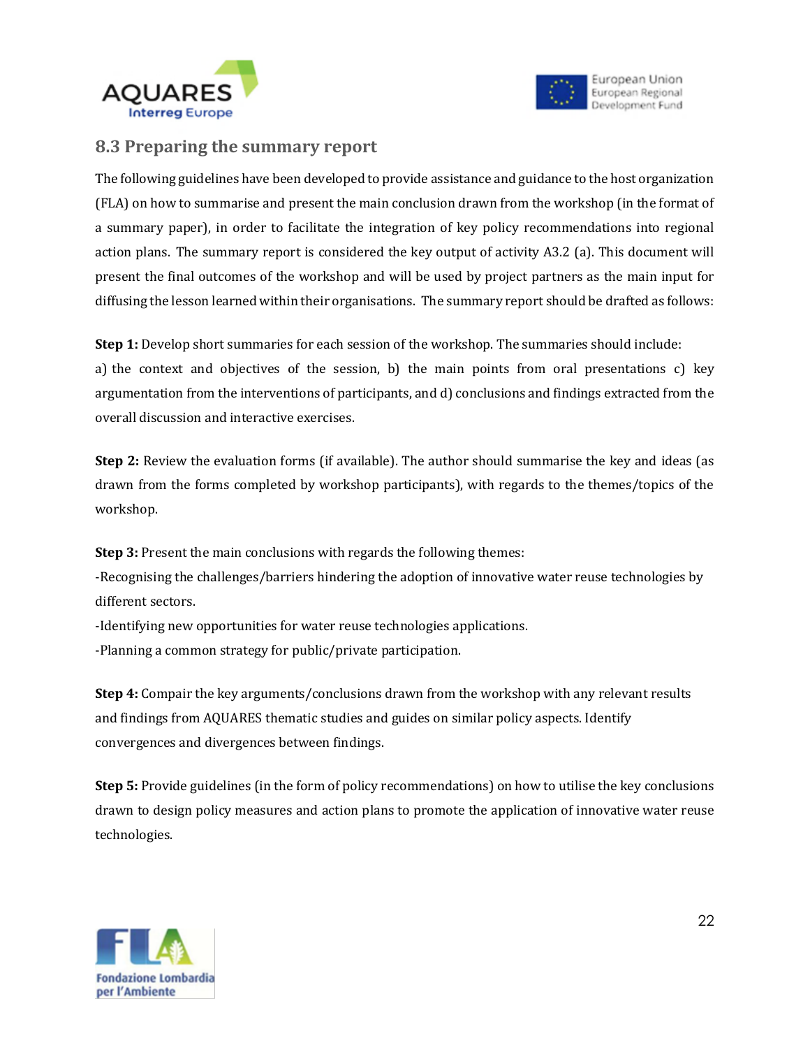### 8.3 Preparing the summary report

The following guidelines have been developed to provide assistance and guidance to the host organization (FLA) on how to summarise and present the main conclusion drawn from the workshop (in the format of a summary paper), in order to facilitate the integration of key policy recommendations into regional action plans. The summary report is considered the key output of activity A3.2 (a). This document will present the final outcomes of the workshop and will be used by project partners as the main input for diffusing the lesson learned within their organisations. The summary report should be drafted as follows:

**Step 1:** Develop short summaries for each session of the workshop. The summaries should include:
a) the context and objectives of the session, b) the main points from oral presentations c) key argumentation from the interventions of participants, and d) conclusions and findings extracted from the overall discussion and interactive exercises.

**Step 2:** Review the evaluation forms (if available). The author should summarise the key and ideas (as drawn from the forms completed by workshop participants), with regards to the themes/topics of the workshop.

**Step 3:** Present the main conclusions with regards the following themes:
-Recognising the challenges/barriers hindering the adoption of innovative water reuse technologies by different sectors.
-Identifying new opportunities for water reuse technologies applications.
-Planning a common strategy for public/private participation.

**Step 4:** Compair the key arguments/conclusions drawn from the workshop with any relevant results and findings from AQUARES thematic studies and guides on similar policy aspects. Identify convergences and divergences between findings.

**Step 5:** Provide guidelines (in the form of policy recommendations) on how to utilise the key conclusions drawn to design policy measures and action plans to promote the application of innovative water reuse technologies.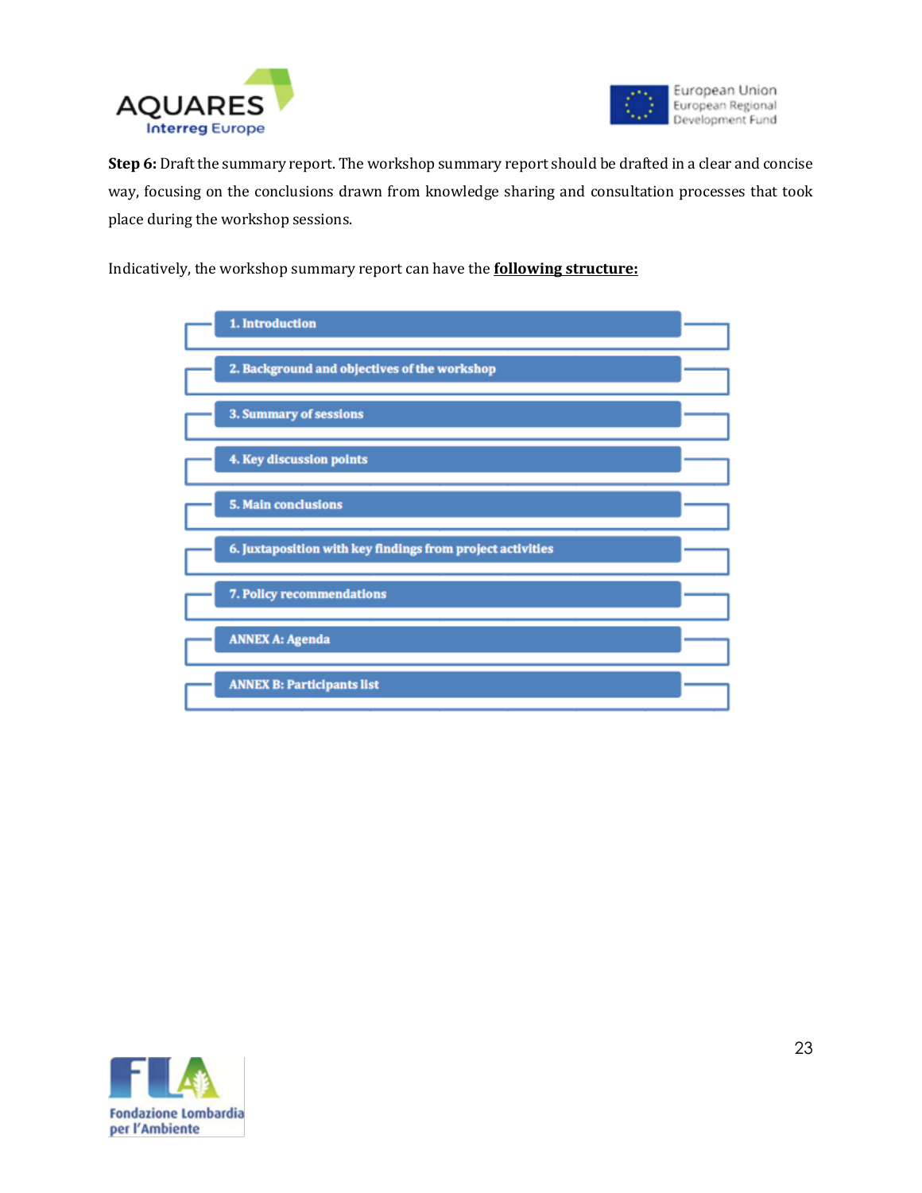**Step 6:** Draft the summary report. The workshop summary report should be drafted in a clear and concise way, focusing on the conclusions drawn from knowledge sharing and consultation processes that took place during the workshop sessions.

Indicatively, the workshop summary report can have the **following structure:**

- **1. Introduction**
- **2. Background and objectives of the workshop**
- **3. Summary of sessions**
- **4. Key discussion points**
- **5. Main conclusions**
- **6. Juxtaposition with key findings from project activities**
- **7. Policy recommendations**
- **ANNEX A: Agenda**
- **ANNEX B: Participants list**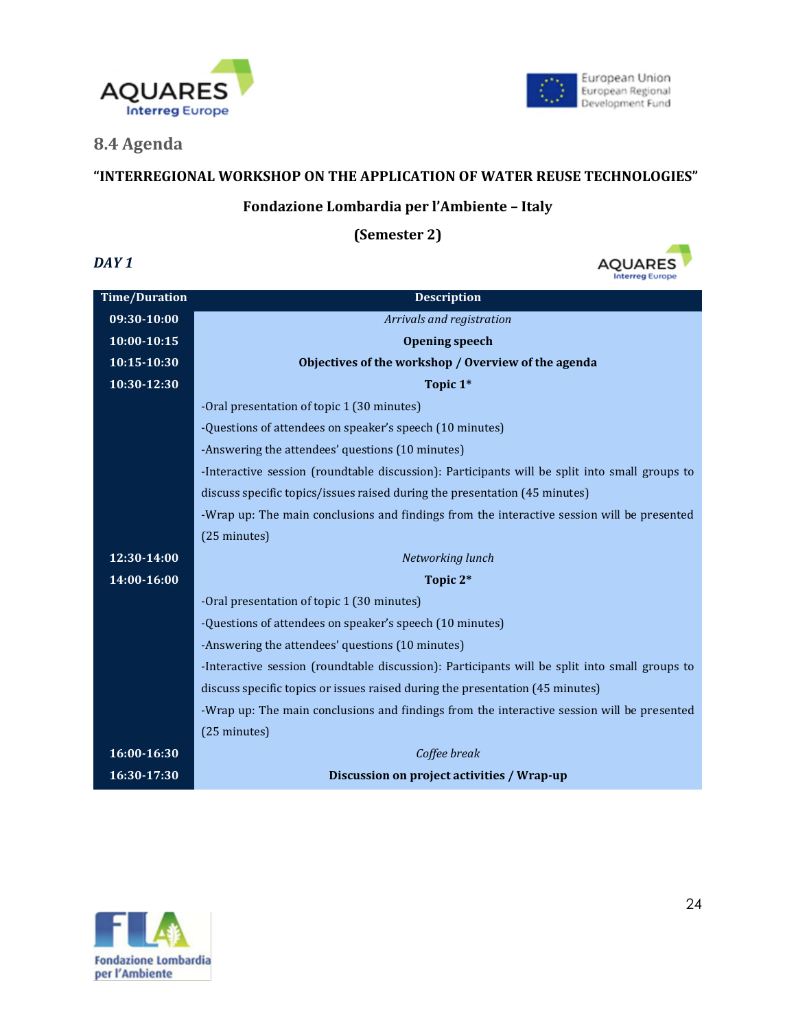## 8.4 Agenda

**"INTERREGIONAL WORKSHOP ON THE APPLICATION OF WATER REUSE TECHNOLOGIES"**

**Fondazione Lombardia per l'Ambiente – Italy**

**(Semester 2)**

***DAY 1***

| Time/Duration | Description |
|---|---|
| 09:30-10:00 | *Arrivals and registration* |
| 10:00-10:15 | **Opening speech** |
| 10:15-10:30 | **Objectives of the workshop / Overview of the agenda** |
| 10:30-12:30 | **Topic 1*** |
| | -Oral presentation of topic 1 (30 minutes) |
| | -Questions of attendees on speaker's speech (10 minutes) |
| | -Answering the attendees' questions (10 minutes) |
| | -Interactive session (roundtable discussion): Participants will be split into small groups to discuss specific topics/issues raised during the presentation (45 minutes) |
| | -Wrap up: The main conclusions and findings from the interactive session will be presented (25 minutes) |
| 12:30-14:00 | *Networking lunch* |
| 14:00-16:00 | **Topic 2*** |
| | -Oral presentation of topic 1 (30 minutes) |
| | -Questions of attendees on speaker's speech (10 minutes) |
| | -Answering the attendees' questions (10 minutes) |
| | -Interactive session (roundtable discussion): Participants will be split into small groups to discuss specific topics or issues raised during the presentation (45 minutes) |
| | -Wrap up: The main conclusions and findings from the interactive session will be presented (25 minutes) |
| 16:00-16:30 | *Coffee break* |
| 16:30-17:30 | **Discussion on project activities / Wrap-up** |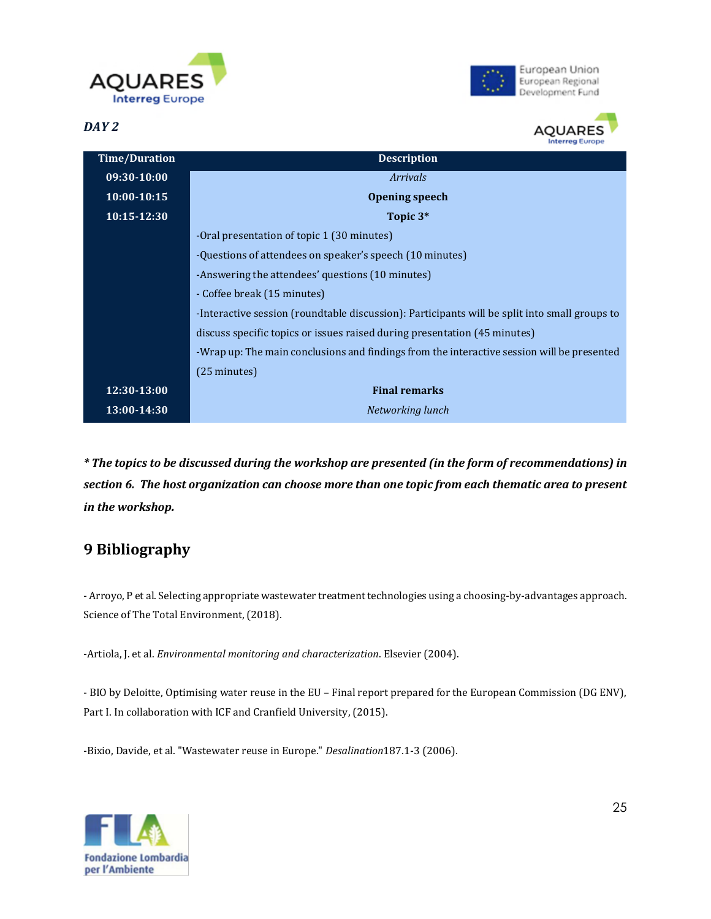*DAY 2*

| Time/Duration | Description |
|---|---|
| 09:30-10:00 | *Arrivals* |
| 10:00-10:15 | **Opening speech** |
| 10:15-12:30 | **Topic 3*** |
| | -Oral presentation of topic 1 (30 minutes) |
| | -Questions of attendees on speaker's speech (10 minutes) |
| | -Answering the attendees' questions (10 minutes) |
| | - Coffee break (15 minutes) |
| | -Interactive session (roundtable discussion): Participants will be split into small groups to discuss specific topics or issues raised during presentation (45 minutes) |
| | -Wrap up: The main conclusions and findings from the interactive session will be presented (25 minutes) |
| 12:30-13:00 | **Final remarks** |
| 13:00-14:30 | *Networking lunch* |

***\* The topics to be discussed during the workshop are presented (in the form of recommendations) in section 6. The host organization can choose more than one topic from each thematic area to present in the workshop.***

# 9 Bibliography

- Arroyo, P et al. Selecting appropriate wastewater treatment technologies using a choosing-by-advantages approach. Science of The Total Environment, (2018).

-Artiola, J. et al. *Environmental monitoring and characterization*. Elsevier (2004).

- BIO by Deloitte, Optimising water reuse in the EU – Final report prepared for the European Commission (DG ENV), Part I. In collaboration with ICF and Cranfield University, (2015).

-Bixio, Davide, et al. "Wastewater reuse in Europe." *Desalination*187.1-3 (2006).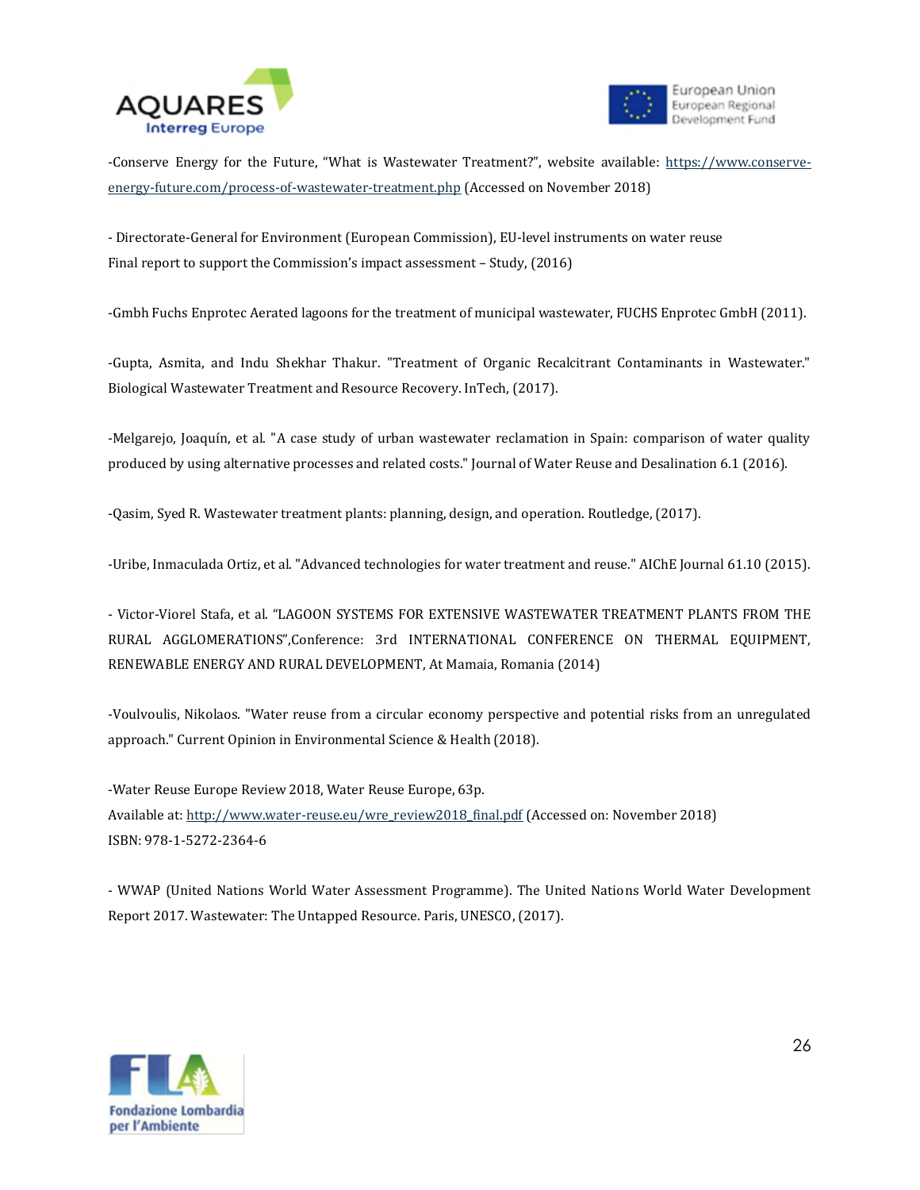-Conserve Energy for the Future, "What is Wastewater Treatment?", website available: [https://www.conserve-energy-future.com/process-of-wastewater-treatment.php](https://www.conserve-energy-future.com/process-of-wastewater-treatment.php) (Accessed on November 2018)

- Directorate-General for Environment (European Commission), EU-level instruments on water reuse Final report to support the Commission's impact assessment – Study, (2016)

-Gmbh Fuchs Enprotec Aerated lagoons for the treatment of municipal wastewater, FUCHS Enprotec GmbH (2011).

-Gupta, Asmita, and Indu Shekhar Thakur. "Treatment of Organic Recalcitrant Contaminants in Wastewater." Biological Wastewater Treatment and Resource Recovery. InTech, (2017).

-Melgarejo, Joaquín, et al. "A case study of urban wastewater reclamation in Spain: comparison of water quality produced by using alternative processes and related costs." Journal of Water Reuse and Desalination 6.1 (2016).

-Qasim, Syed R. Wastewater treatment plants: planning, design, and operation. Routledge, (2017).

-Uribe, Inmaculada Ortiz, et al. "Advanced technologies for water treatment and reuse." AIChE Journal 61.10 (2015).

- Victor-Viorel Stafa, et al. "LAGOON SYSTEMS FOR EXTENSIVE WASTEWATER TREATMENT PLANTS FROM THE RURAL AGGLOMERATIONS",Conference: 3rd INTERNATIONAL CONFERENCE ON THERMAL EQUIPMENT, RENEWABLE ENERGY AND RURAL DEVELOPMENT, At Mamaia, Romania (2014)

-Voulvoulis, Nikolaos. "Water reuse from a circular economy perspective and potential risks from an unregulated approach." Current Opinion in Environmental Science & Health (2018).

-Water Reuse Europe Review 2018, Water Reuse Europe, 63p.
Available at: [http://www.water-reuse.eu/wre_review2018_final.pdf](http://www.water-reuse.eu/wre_review2018_final.pdf) (Accessed on: November 2018)
ISBN: 978-1-5272-2364-6

- WWAP (United Nations World Water Assessment Programme). The United Nations World Water Development Report 2017. Wastewater: The Untapped Resource. Paris, UNESCO, (2017).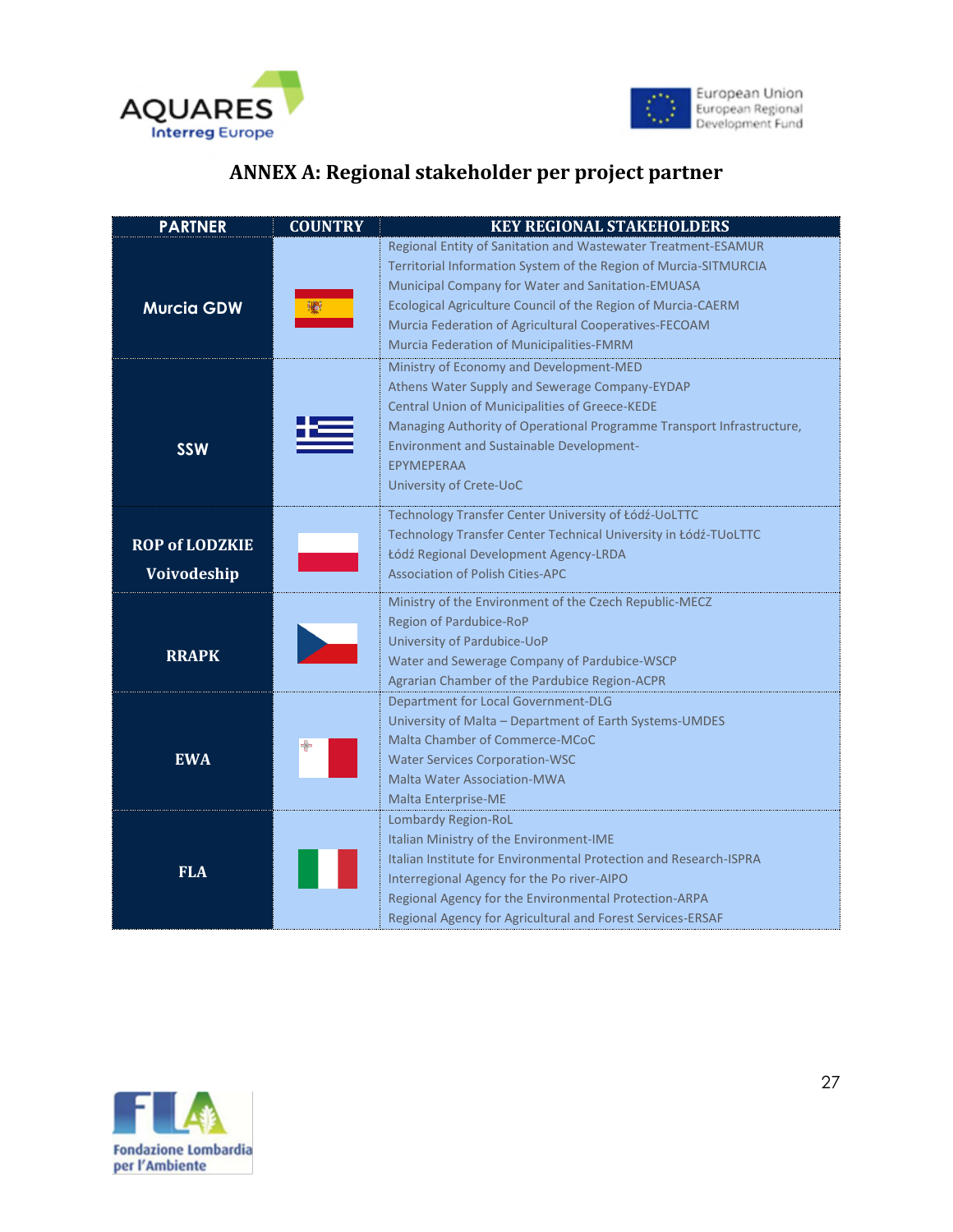# ANNEX A: Regional stakeholder per project partner

| PARTNER | COUNTRY | KEY REGIONAL STAKEHOLDERS |
|---|---|---|
| Murcia GDW | Spain | Regional Entity of Sanitation and Wastewater Treatment-ESAMUR<br>Territorial Information System of the Region of Murcia-SITMURCIA<br>Municipal Company for Water and Sanitation-EMUASA<br>Ecological Agriculture Council of the Region of Murcia-CAERM<br>Murcia Federation of Agricultural Cooperatives-FECOAM<br>Murcia Federation of Municipalities-FMRM |
| SSW | Greece | Ministry of Economy and Development-MED<br>Athens Water Supply and Sewerage Company-EYDAP<br>Central Union of Municipalities of Greece-KEDE<br>Managing Authority of Operational Programme Transport Infrastructure, Environment and Sustainable Development-<br>EPYMEPERAA<br>University of Crete-UoC |
| ROP of LODZKIE Voivodeship | Poland | Technology Transfer Center University of Łódź-UoLTTC<br>Technology Transfer Center Technical University in Łódź-TUoLTTC<br>Łódź Regional Development Agency-LRDA<br>Association of Polish Cities-APC |
| RRAPK | Czech Republic | Ministry of the Environment of the Czech Republic-MECZ<br>Region of Pardubice-RoP<br>University of Pardubice-UoP<br>Water and Sewerage Company of Pardubice-WSCP<br>Agrarian Chamber of the Pardubice Region-ACPR |
| EWA | Malta | Department for Local Government-DLG<br>University of Malta – Department of Earth Systems-UMDES<br>Malta Chamber of Commerce-MCoC<br>Water Services Corporation-WSC<br>Malta Water Association-MWA<br>Malta Enterprise-ME |
| FLA | Italy | Lombardy Region-RoL<br>Italian Ministry of the Environment-IME<br>Italian Institute for Environmental Protection and Research-ISPRA<br>Interregional Agency for the Po river-AIPO<br>Regional Agency for the Environmental Protection-ARPA<br>Regional Agency for Agricultural and Forest Services-ERSAF |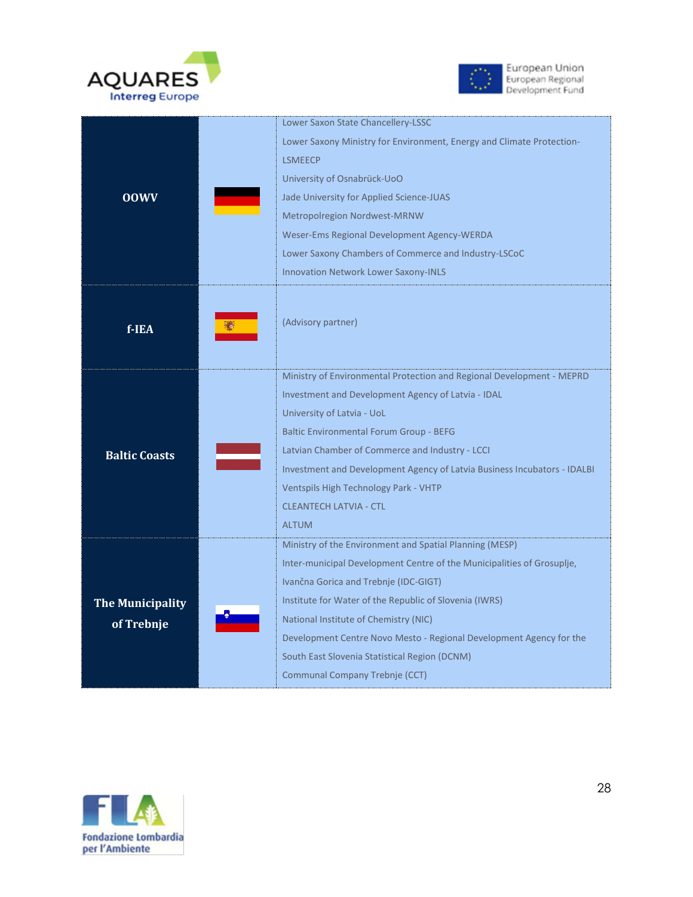| | | |
|---|---|---|
| **OOWV** | | Lower Saxon State Chancellery-LSSC<br>Lower Saxony Ministry for Environment, Energy and Climate Protection-LSMEECP<br>University of Osnabrück-UoO<br>Jade University for Applied Science-JUAS<br>Metropolregion Nordwest-MRNW<br>Weser-Ems Regional Development Agency-WERDA<br>Lower Saxony Chambers of Commerce and Industry-LSCoC<br>Innovation Network Lower Saxony-INLS |
| **f-IEA** | | (Advisory partner) |
| **Baltic Coasts** | | Ministry of Environmental Protection and Regional Development - MEPRD<br>Investment and Development Agency of Latvia - IDAL<br>University of Latvia - UoL<br>Baltic Environmental Forum Group - BEFG<br>Latvian Chamber of Commerce and Industry - LCCI<br>Investment and Development Agency of Latvia Business Incubators - IDALBI<br>Ventspils High Technology Park - VHTP<br>CLEANTECH LATVIA - CTL<br>ALTUM |
| **The Municipality of Trebnje** | | Ministry of the Environment and Spatial Planning (MESP)<br>Inter-municipal Development Centre of the Municipalities of Grosuplje, Ivančna Gorica and Trebnje (IDC-GIGT)<br>Institute for Water of the Republic of Slovenia (IWRS)<br>National Institute of Chemistry (NIC)<br>Development Centre Novo Mesto - Regional Development Agency for the South East Slovenia Statistical Region (DCNM)<br>Communal Company Trebnje (CCT) |